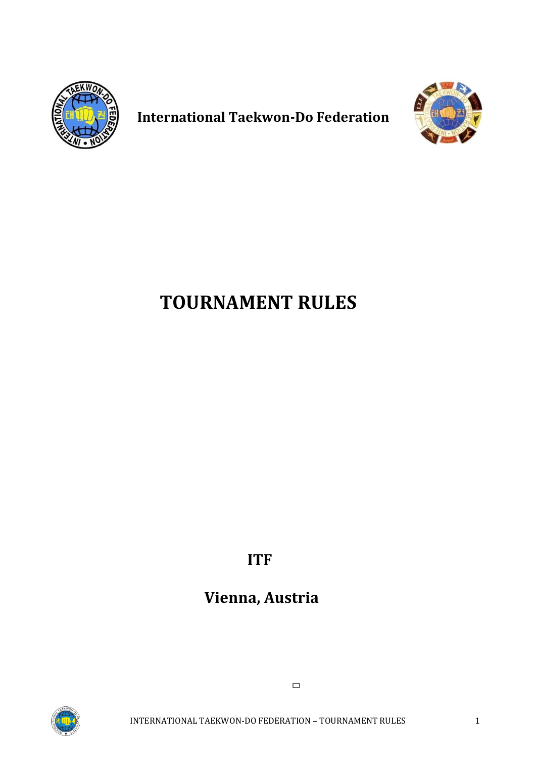**International Taekwon-Do Federation**

# TOURNAMENT RULES

**ITF**

**Vienna, Austria**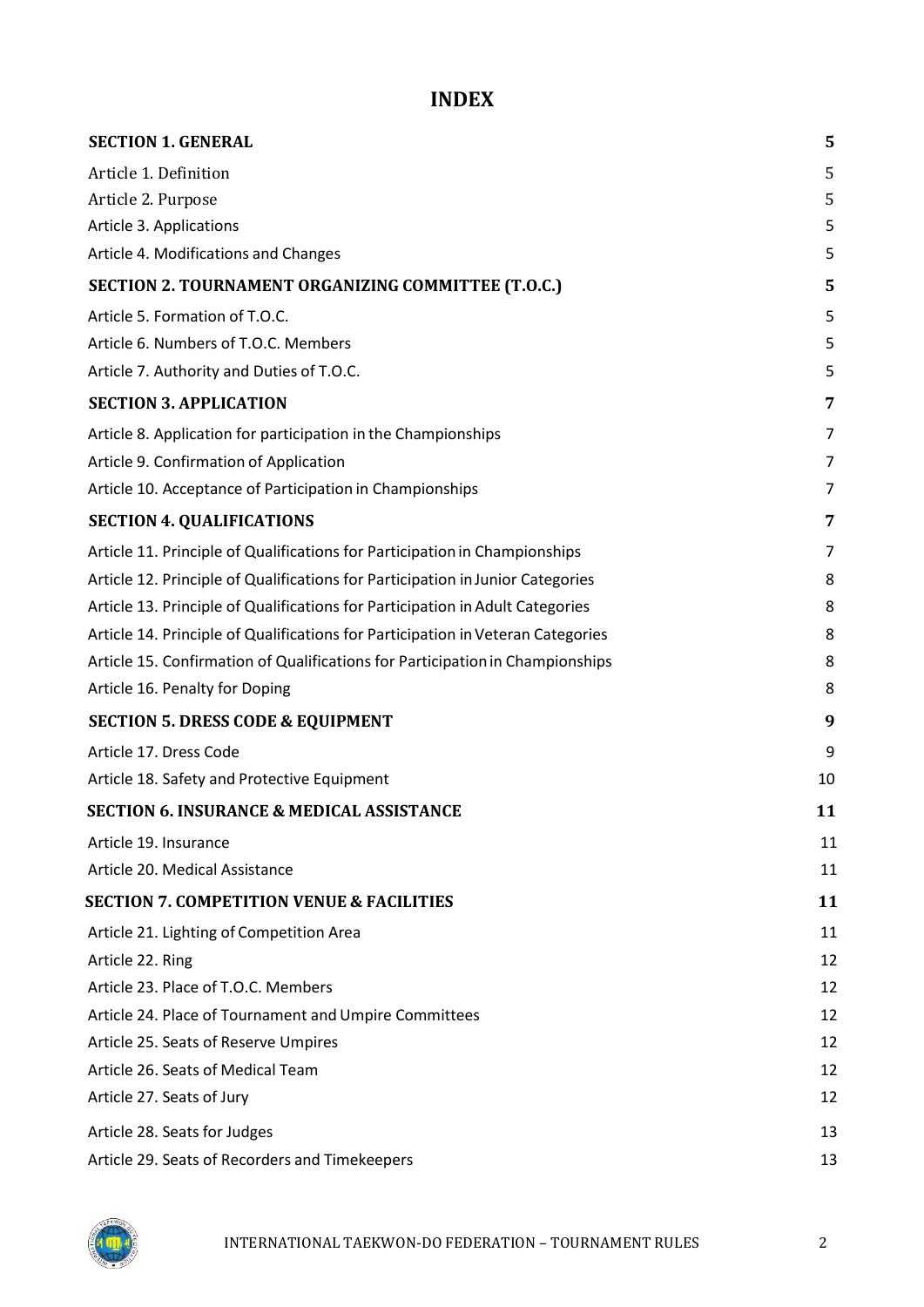# INDEX

| | |
|---|---|
| **SECTION 1. GENERAL** | **5** |
| Article 1. Definition | 5 |
| Article 2. Purpose | 5 |
| Article 3. Applications | 5 |
| Article 4. Modifications and Changes | 5 |
| **SECTION 2. TOURNAMENT ORGANIZING COMMITTEE (T.O.C.)** | **5** |
| Article 5. Formation of T.O.C. | 5 |
| Article 6. Numbers of T.O.C. Members | 5 |
| Article 7. Authority and Duties of T.O.C. | 5 |
| **SECTION 3. APPLICATION** | **7** |
| Article 8. Application for participation in the Championships | 7 |
| Article 9. Confirmation of Application | 7 |
| Article 10. Acceptance of Participation in Championships | 7 |
| **SECTION 4. QUALIFICATIONS** | **7** |
| Article 11. Principle of Qualifications for Participation in Championships | 7 |
| Article 12. Principle of Qualifications for Participation in Junior Categories | 8 |
| Article 13. Principle of Qualifications for Participation in Adult Categories | 8 |
| Article 14. Principle of Qualifications for Participation in Veteran Categories | 8 |
| Article 15. Confirmation of Qualifications for Participation in Championships | 8 |
| Article 16. Penalty for Doping | 8 |
| **SECTION 5. DRESS CODE & EQUIPMENT** | **9** |
| Article 17. Dress Code | 9 |
| Article 18. Safety and Protective Equipment | 10 |
| **SECTION 6. INSURANCE & MEDICAL ASSISTANCE** | **11** |
| Article 19. Insurance | 11 |
| Article 20. Medical Assistance | 11 |
| **SECTION 7. COMPETITION VENUE & FACILITIES** | **11** |
| Article 21. Lighting of Competition Area | 11 |
| Article 22. Ring | 12 |
| Article 23. Place of T.O.C. Members | 12 |
| Article 24. Place of Tournament and Umpire Committees | 12 |
| Article 25. Seats of Reserve Umpires | 12 |
| Article 26. Seats of Medical Team | 12 |
| Article 27. Seats of Jury | 12 |
| Article 28. Seats for Judges | 13 |
| Article 29. Seats of Recorders and Timekeepers | 13 |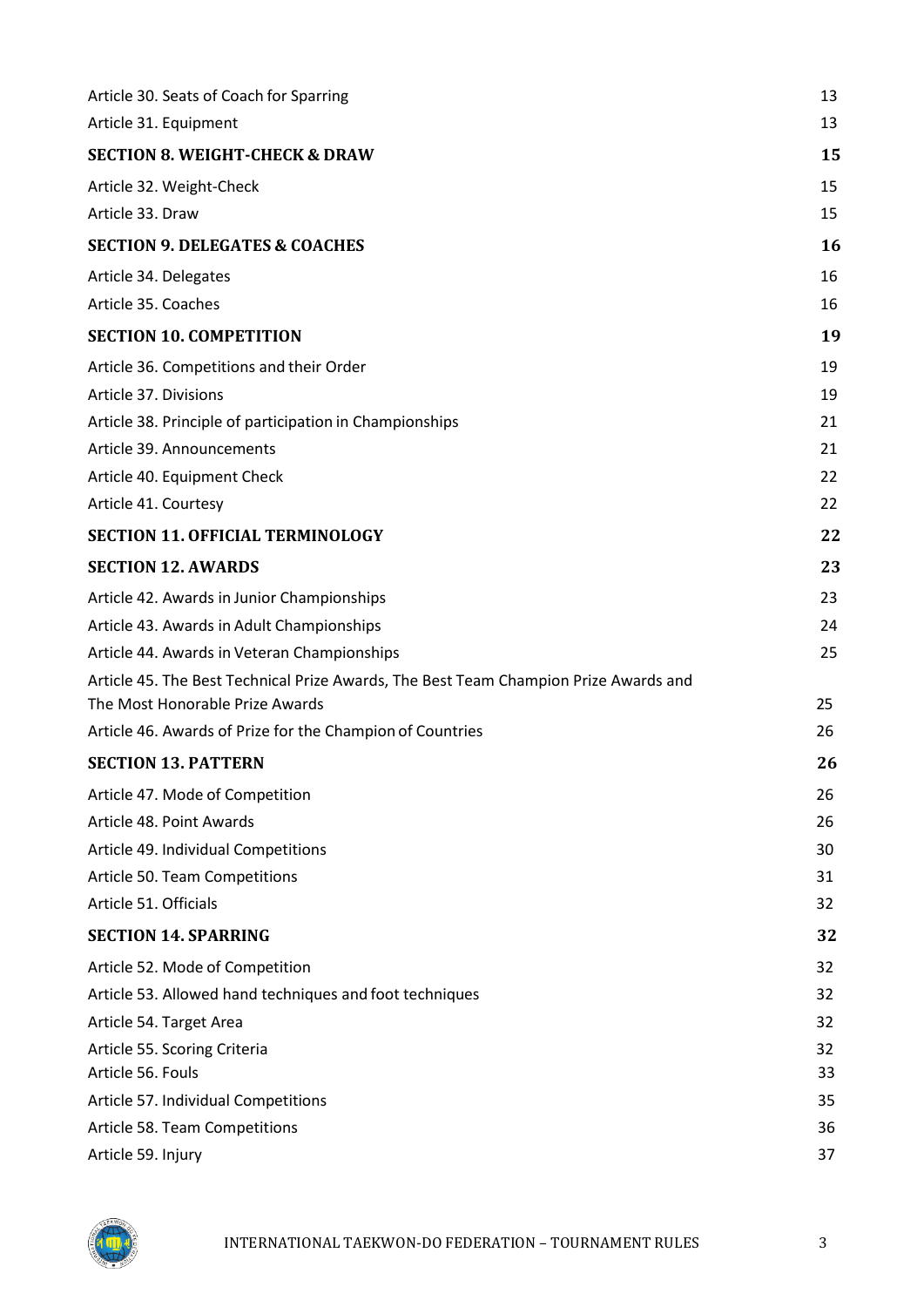Article 30. Seats of Coach for Sparring 13
Article 31. Equipment 13

**SECTION 8. WEIGHT-CHECK & DRAW 15**

Article 32. Weight-Check 15
Article 33. Draw 15

**SECTION 9. DELEGATES & COACHES 16**

Article 34. Delegates 16
Article 35. Coaches 16

**SECTION 10. COMPETITION 19**

Article 36. Competitions and their Order 19
Article 37. Divisions 19
Article 38. Principle of participation in Championships 21
Article 39. Announcements 21
Article 40. Equipment Check 22
Article 41. Courtesy 22

**SECTION 11. OFFICIAL TERMINOLOGY 22**

**SECTION 12. AWARDS 23**

Article 42. Awards in Junior Championships 23
Article 43. Awards in Adult Championships 24
Article 44. Awards in Veteran Championships 25
Article 45. The Best Technical Prize Awards, The Best Team Champion Prize Awards and The Most Honorable Prize Awards 25
Article 46. Awards of Prize for the Champion of Countries 26

**SECTION 13. PATTERN 26**

Article 47. Mode of Competition 26
Article 48. Point Awards 26
Article 49. Individual Competitions 30
Article 50. Team Competitions 31
Article 51. Officials 32

**SECTION 14. SPARRING 32**

Article 52. Mode of Competition 32
Article 53. Allowed hand techniques and foot techniques 32
Article 54. Target Area 32
Article 55. Scoring Criteria 32
Article 56. Fouls 33
Article 57. Individual Competitions 35
Article 58. Team Competitions 36
Article 59. Injury 37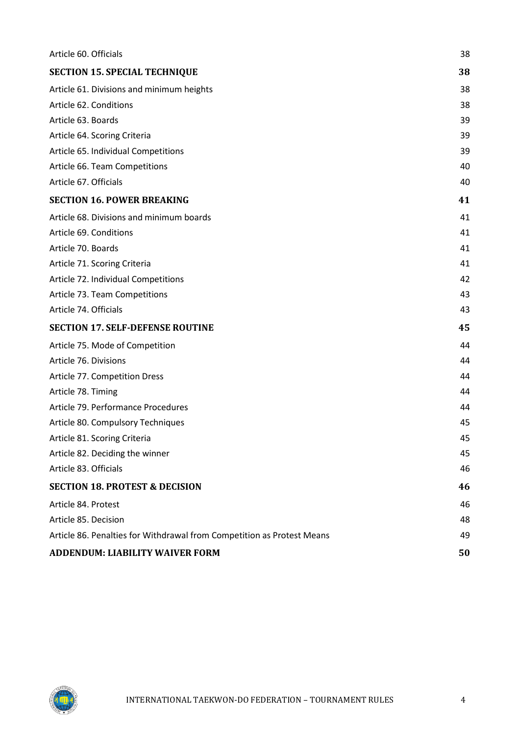| | |
|---|---|
| Article 60. Officials | 38 |
| **SECTION 15. SPECIAL TECHNIQUE** | **38** |
| Article 61. Divisions and minimum heights | 38 |
| Article 62. Conditions | 38 |
| Article 63. Boards | 39 |
| Article 64. Scoring Criteria | 39 |
| Article 65. Individual Competitions | 39 |
| Article 66. Team Competitions | 40 |
| Article 67. Officials | 40 |
| **SECTION 16. POWER BREAKING** | **41** |
| Article 68. Divisions and minimum boards | 41 |
| Article 69. Conditions | 41 |
| Article 70. Boards | 41 |
| Article 71. Scoring Criteria | 41 |
| Article 72. Individual Competitions | 42 |
| Article 73. Team Competitions | 43 |
| Article 74. Officials | 43 |
| **SECTION 17. SELF-DEFENSE ROUTINE** | **45** |
| Article 75. Mode of Competition | 44 |
| Article 76. Divisions | 44 |
| Article 77. Competition Dress | 44 |
| Article 78. Timing | 44 |
| Article 79. Performance Procedures | 44 |
| Article 80. Compulsory Techniques | 45 |
| Article 81. Scoring Criteria | 45 |
| Article 82. Deciding the winner | 45 |
| Article 83. Officials | 46 |
| **SECTION 18. PROTEST & DECISION** | **46** |
| Article 84. Protest | 46 |
| Article 85. Decision | 48 |
| Article 86. Penalties for Withdrawal from Competition as Protest Means | 49 |
| **ADDENDUM: LIABILITY WAIVER FORM** | **50** |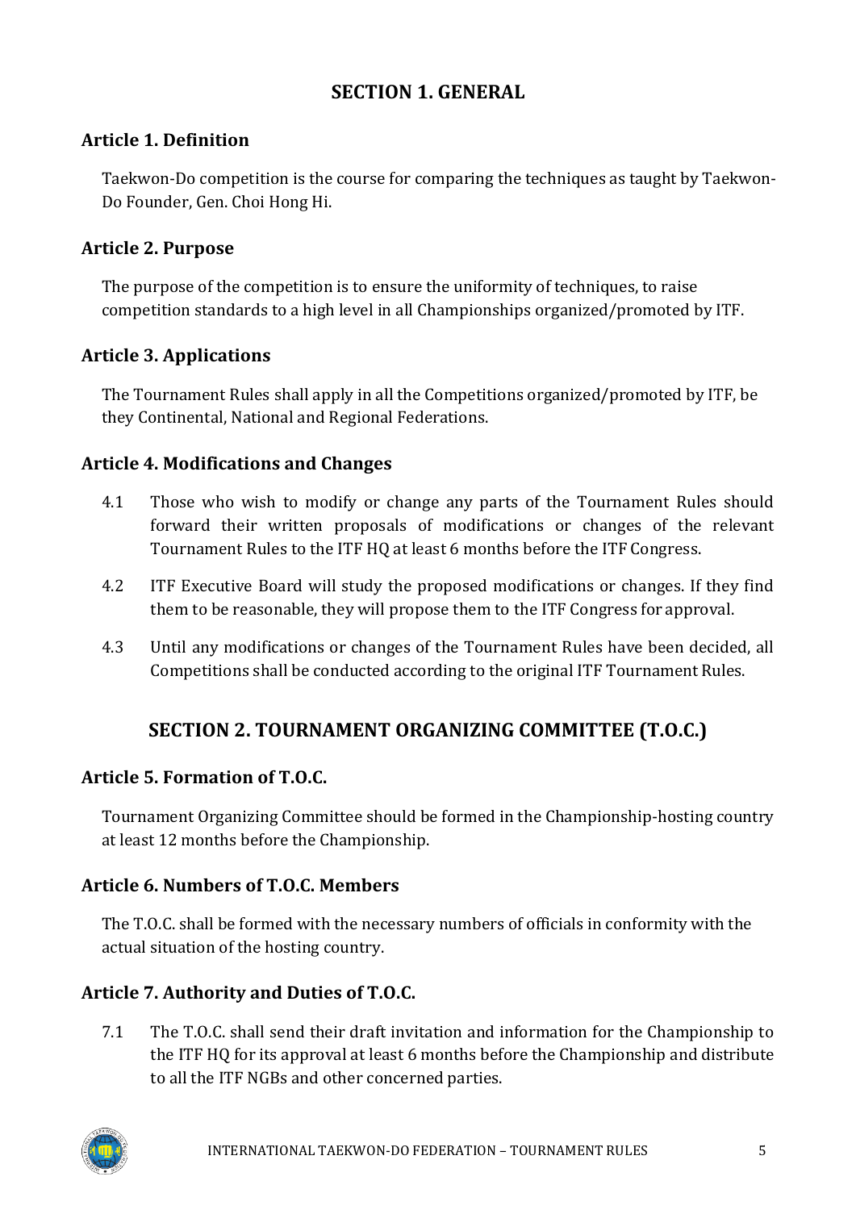## SECTION 1. GENERAL

### Article 1. Definition

Taekwon-Do competition is the course for comparing the techniques as taught by Taekwon-Do Founder, Gen. Choi Hong Hi.

### Article 2. Purpose

The purpose of the competition is to ensure the uniformity of techniques, to raise competition standards to a high level in all Championships organized/promoted by ITF.

### Article 3. Applications

The Tournament Rules shall apply in all the Competitions organized/promoted by ITF, be they Continental, National and Regional Federations.

### Article 4. Modifications and Changes

4.1 Those who wish to modify or change any parts of the Tournament Rules should forward their written proposals of modifications or changes of the relevant Tournament Rules to the ITF HQ at least 6 months before the ITF Congress.

4.2 ITF Executive Board will study the proposed modifications or changes. If they find them to be reasonable, they will propose them to the ITF Congress for approval.

4.3 Until any modifications or changes of the Tournament Rules have been decided, all Competitions shall be conducted according to the original ITF Tournament Rules.

## SECTION 2. TOURNAMENT ORGANIZING COMMITTEE (T.O.C.)

### Article 5. Formation of T.O.C.

Tournament Organizing Committee should be formed in the Championship-hosting country at least 12 months before the Championship.

### Article 6. Numbers of T.O.C. Members

The T.O.C. shall be formed with the necessary numbers of officials in conformity with the actual situation of the hosting country.

### Article 7. Authority and Duties of T.O.C.

7.1 The T.O.C. shall send their draft invitation and information for the Championship to the ITF HQ for its approval at least 6 months before the Championship and distribute to all the ITF NGBs and other concerned parties.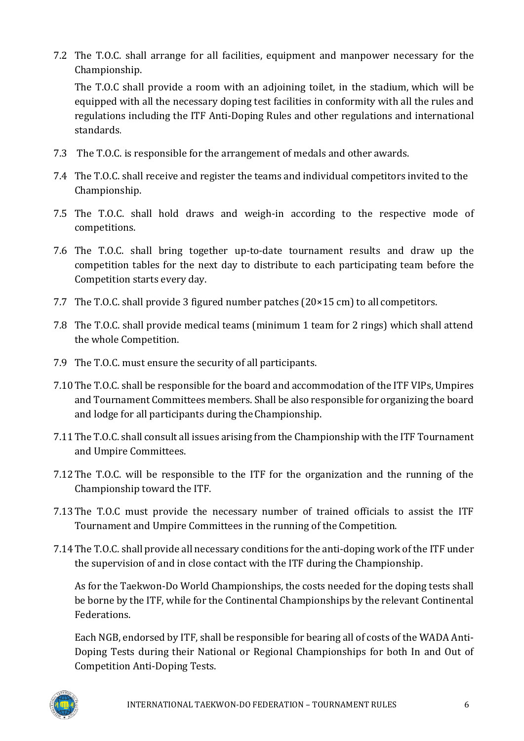7.2 The T.O.C. shall arrange for all facilities, equipment and manpower necessary for the Championship.

The T.O.C shall provide a room with an adjoining toilet, in the stadium, which will be equipped with all the necessary doping test facilities in conformity with all the rules and regulations including the ITF Anti-Doping Rules and other regulations and international standards.

7.3 The T.O.C. is responsible for the arrangement of medals and other awards.

7.4 The T.O.C. shall receive and register the teams and individual competitors invited to the Championship.

7.5 The T.O.C. shall hold draws and weigh-in according to the respective mode of competitions.

7.6 The T.O.C. shall bring together up-to-date tournament results and draw up the competition tables for the next day to distribute to each participating team before the Competition starts every day.

7.7 The T.O.C. shall provide 3 figured number patches (20×15 cm) to all competitors.

7.8 The T.O.C. shall provide medical teams (minimum 1 team for 2 rings) which shall attend the whole Competition.

7.9 The T.O.C. must ensure the security of all participants.

7.10 The T.O.C. shall be responsible for the board and accommodation of the ITF VIPs, Umpires and Tournament Committees members. Shall be also responsible for organizing the board and lodge for all participants during the Championship.

7.11 The T.O.C. shall consult all issues arising from the Championship with the ITF Tournament and Umpire Committees.

7.12 The T.O.C. will be responsible to the ITF for the organization and the running of the Championship toward the ITF.

7.13 The T.O.C must provide the necessary number of trained officials to assist the ITF Tournament and Umpire Committees in the running of the Competition.

7.14 The T.O.C. shall provide all necessary conditions for the anti-doping work of the ITF under the supervision of and in close contact with the ITF during the Championship.

As for the Taekwon-Do World Championships, the costs needed for the doping tests shall be borne by the ITF, while for the Continental Championships by the relevant Continental Federations.

Each NGB, endorsed by ITF, shall be responsible for bearing all of costs of the WADA Anti-Doping Tests during their National or Regional Championships for both In and Out of Competition Anti-Doping Tests.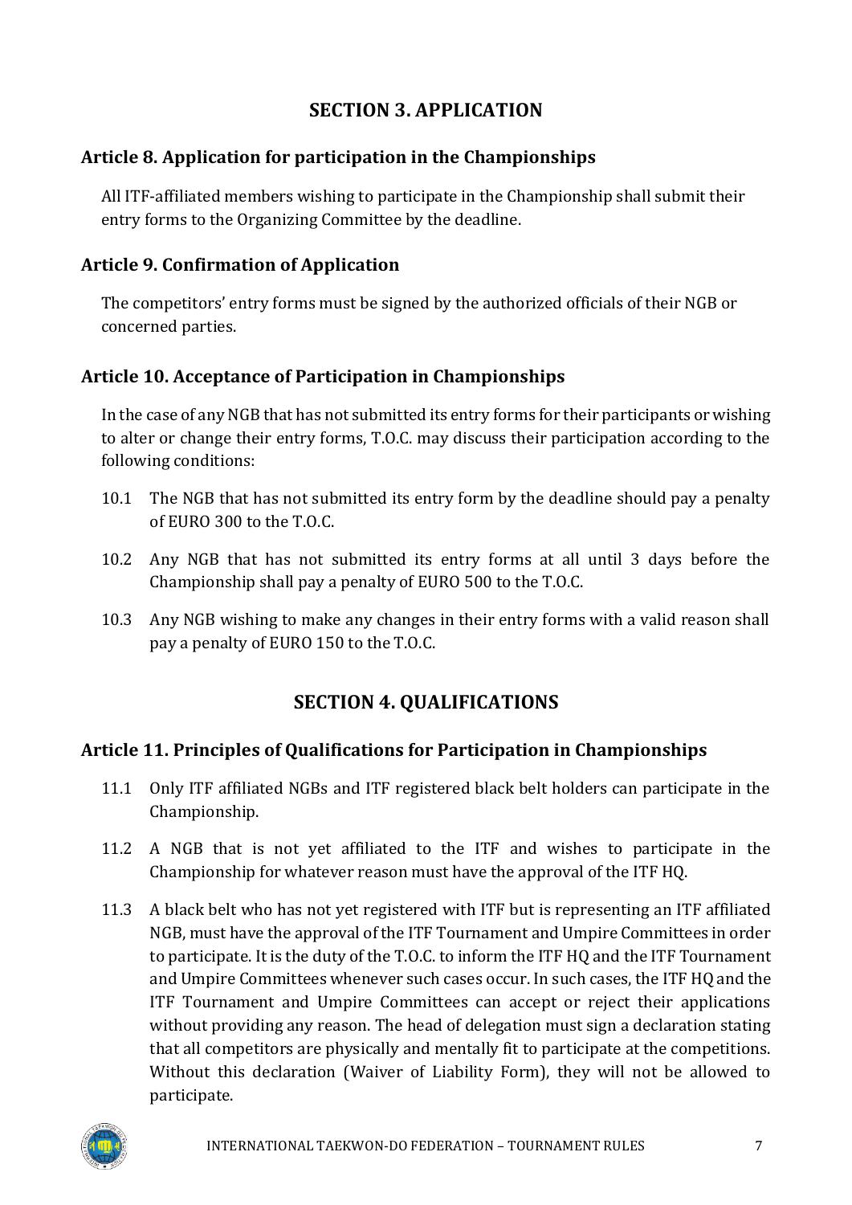## SECTION 3. APPLICATION

### Article 8. Application for participation in the Championships

All ITF-affiliated members wishing to participate in the Championship shall submit their entry forms to the Organizing Committee by the deadline.

### Article 9. Confirmation of Application

The competitors' entry forms must be signed by the authorized officials of their NGB or concerned parties.

### Article 10. Acceptance of Participation in Championships

In the case of any NGB that has not submitted its entry forms for their participants or wishing to alter or change their entry forms, T.O.C. may discuss their participation according to the following conditions:

10.1 The NGB that has not submitted its entry form by the deadline should pay a penalty of EURO 300 to the T.O.C.

10.2 Any NGB that has not submitted its entry forms at all until 3 days before the Championship shall pay a penalty of EURO 500 to the T.O.C.

10.3 Any NGB wishing to make any changes in their entry forms with a valid reason shall pay a penalty of EURO 150 to the T.O.C.

## SECTION 4. QUALIFICATIONS

### Article 11. Principles of Qualifications for Participation in Championships

11.1 Only ITF affiliated NGBs and ITF registered black belt holders can participate in the Championship.

11.2 A NGB that is not yet affiliated to the ITF and wishes to participate in the Championship for whatever reason must have the approval of the ITF HQ.

11.3 A black belt who has not yet registered with ITF but is representing an ITF affiliated NGB, must have the approval of the ITF Tournament and Umpire Committees in order to participate. It is the duty of the T.O.C. to inform the ITF HQ and the ITF Tournament and Umpire Committees whenever such cases occur. In such cases, the ITF HQ and the ITF Tournament and Umpire Committees can accept or reject their applications without providing any reason. The head of delegation must sign a declaration stating that all competitors are physically and mentally fit to participate at the competitions. Without this declaration (Waiver of Liability Form), they will not be allowed to participate.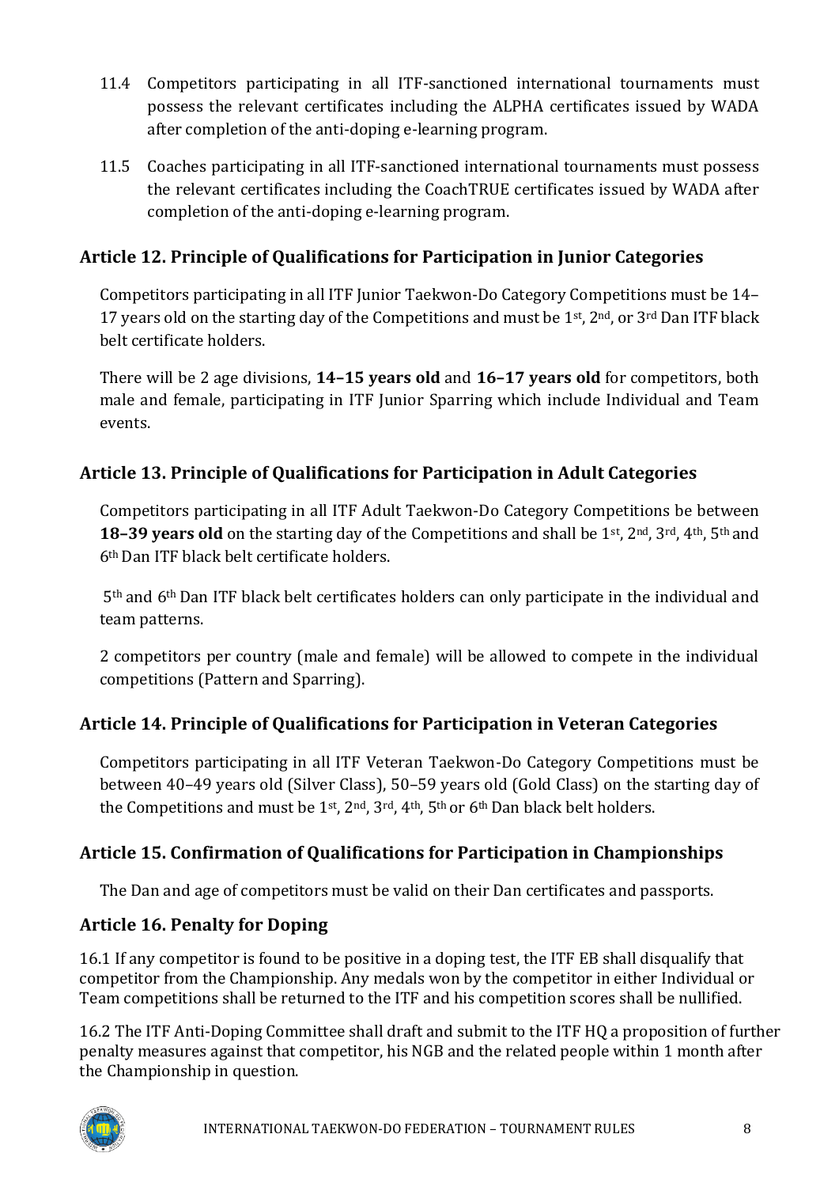11.4 Competitors participating in all ITF-sanctioned international tournaments must possess the relevant certificates including the ALPHA certificates issued by WADA after completion of the anti-doping e-learning program.

11.5 Coaches participating in all ITF-sanctioned international tournaments must possess the relevant certificates including the CoachTRUE certificates issued by WADA after completion of the anti-doping e-learning program.

## Article 12. Principle of Qualifications for Participation in Junior Categories

Competitors participating in all ITF Junior Taekwon-Do Category Competitions must be 14–17 years old on the starting day of the Competitions and must be 1st, 2nd, or 3rd Dan ITF black belt certificate holders.

There will be 2 age divisions, **14–15 years old** and **16–17 years old** for competitors, both male and female, participating in ITF Junior Sparring which include Individual and Team events.

## Article 13. Principle of Qualifications for Participation in Adult Categories

Competitors participating in all ITF Adult Taekwon-Do Category Competitions be between **18–39 years old** on the starting day of the Competitions and shall be 1st, 2nd, 3rd, 4th, 5th and 6th Dan ITF black belt certificate holders.

5th and 6th Dan ITF black belt certificates holders can only participate in the individual and team patterns.

2 competitors per country (male and female) will be allowed to compete in the individual competitions (Pattern and Sparring).

## Article 14. Principle of Qualifications for Participation in Veteran Categories

Competitors participating in all ITF Veteran Taekwon-Do Category Competitions must be between 40–49 years old (Silver Class), 50–59 years old (Gold Class) on the starting day of the Competitions and must be 1st, 2nd, 3rd, 4th, 5th or 6th Dan black belt holders.

## Article 15. Confirmation of Qualifications for Participation in Championships

The Dan and age of competitors must be valid on their Dan certificates and passports.

## Article 16. Penalty for Doping

16.1 If any competitor is found to be positive in a doping test, the ITF EB shall disqualify that competitor from the Championship. Any medals won by the competitor in either Individual or Team competitions shall be returned to the ITF and his competition scores shall be nullified.

16.2 The ITF Anti-Doping Committee shall draft and submit to the ITF HQ a proposition of further penalty measures against that competitor, his NGB and the related people within 1 month after the Championship in question.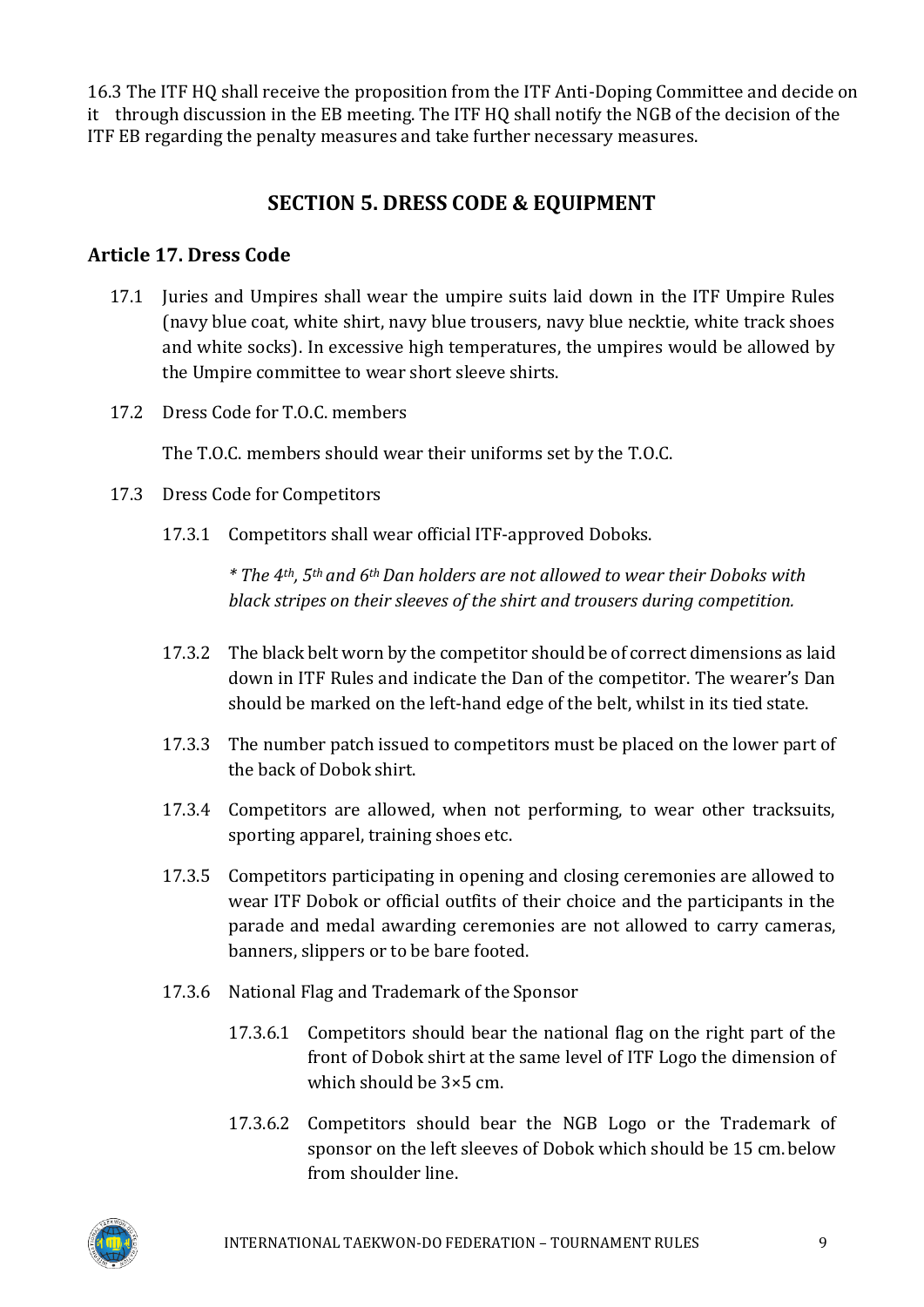16.3 The ITF HQ shall receive the proposition from the ITF Anti-Doping Committee and decide on it through discussion in the EB meeting. The ITF HQ shall notify the NGB of the decision of the ITF EB regarding the penalty measures and take further necessary measures.

## SECTION 5. DRESS CODE & EQUIPMENT

### Article 17. Dress Code

17.1 Juries and Umpires shall wear the umpire suits laid down in the ITF Umpire Rules (navy blue coat, white shirt, navy blue trousers, navy blue necktie, white track shoes and white socks). In excessive high temperatures, the umpires would be allowed by the Umpire committee to wear short sleeve shirts.

17.2 Dress Code for T.O.C. members

The T.O.C. members should wear their uniforms set by the T.O.C.

17.3 Dress Code for Competitors

17.3.1 Competitors shall wear official ITF-approved Doboks.

*\* The 4th, 5th and 6th Dan holders are not allowed to wear their Doboks with black stripes on their sleeves of the shirt and trousers during competition.*

17.3.2 The black belt worn by the competitor should be of correct dimensions as laid down in ITF Rules and indicate the Dan of the competitor. The wearer's Dan should be marked on the left-hand edge of the belt, whilst in its tied state.

17.3.3 The number patch issued to competitors must be placed on the lower part of the back of Dobok shirt.

17.3.4 Competitors are allowed, when not performing, to wear other tracksuits, sporting apparel, training shoes etc.

17.3.5 Competitors participating in opening and closing ceremonies are allowed to wear ITF Dobok or official outfits of their choice and the participants in the parade and medal awarding ceremonies are not allowed to carry cameras, banners, slippers or to be bare footed.

17.3.6 National Flag and Trademark of the Sponsor

17.3.6.1 Competitors should bear the national flag on the right part of the front of Dobok shirt at the same level of ITF Logo the dimension of which should be 3×5 cm.

17.3.6.2 Competitors should bear the NGB Logo or the Trademark of sponsor on the left sleeves of Dobok which should be 15 cm. below from shoulder line.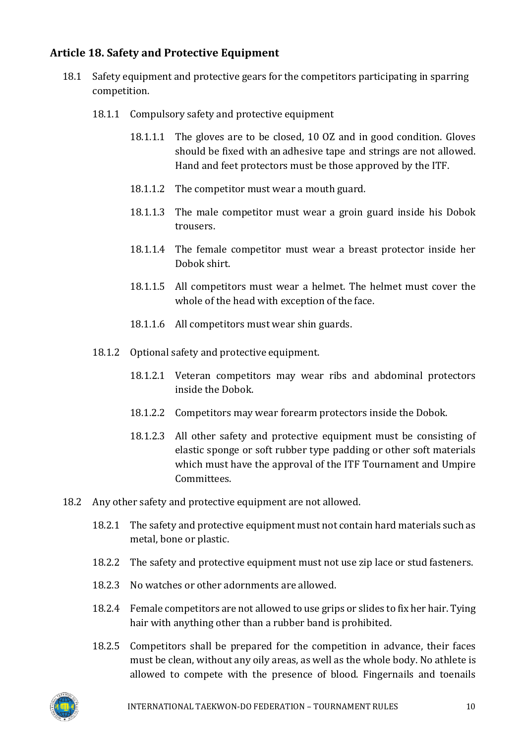## Article 18. Safety and Protective Equipment

18.1 Safety equipment and protective gears for the competitors participating in sparring competition.

18.1.1 Compulsory safety and protective equipment

18.1.1.1 The gloves are to be closed, 10 OZ and in good condition. Gloves should be fixed with an adhesive tape and strings are not allowed. Hand and feet protectors must be those approved by the ITF.

18.1.1.2 The competitor must wear a mouth guard.

18.1.1.3 The male competitor must wear a groin guard inside his Dobok trousers.

18.1.1.4 The female competitor must wear a breast protector inside her Dobok shirt.

18.1.1.5 All competitors must wear a helmet. The helmet must cover the whole of the head with exception of the face.

18.1.1.6 All competitors must wear shin guards.

18.1.2 Optional safety and protective equipment.

18.1.2.1 Veteran competitors may wear ribs and abdominal protectors inside the Dobok.

18.1.2.2 Competitors may wear forearm protectors inside the Dobok.

18.1.2.3 All other safety and protective equipment must be consisting of elastic sponge or soft rubber type padding or other soft materials which must have the approval of the ITF Tournament and Umpire Committees.

18.2 Any other safety and protective equipment are not allowed.

18.2.1 The safety and protective equipment must not contain hard materials such as metal, bone or plastic.

18.2.2 The safety and protective equipment must not use zip lace or stud fasteners.

18.2.3 No watches or other adornments are allowed.

18.2.4 Female competitors are not allowed to use grips or slides to fix her hair. Tying hair with anything other than a rubber band is prohibited.

18.2.5 Competitors shall be prepared for the competition in advance, their faces must be clean, without any oily areas, as well as the whole body. No athlete is allowed to compete with the presence of blood. Fingernails and toenails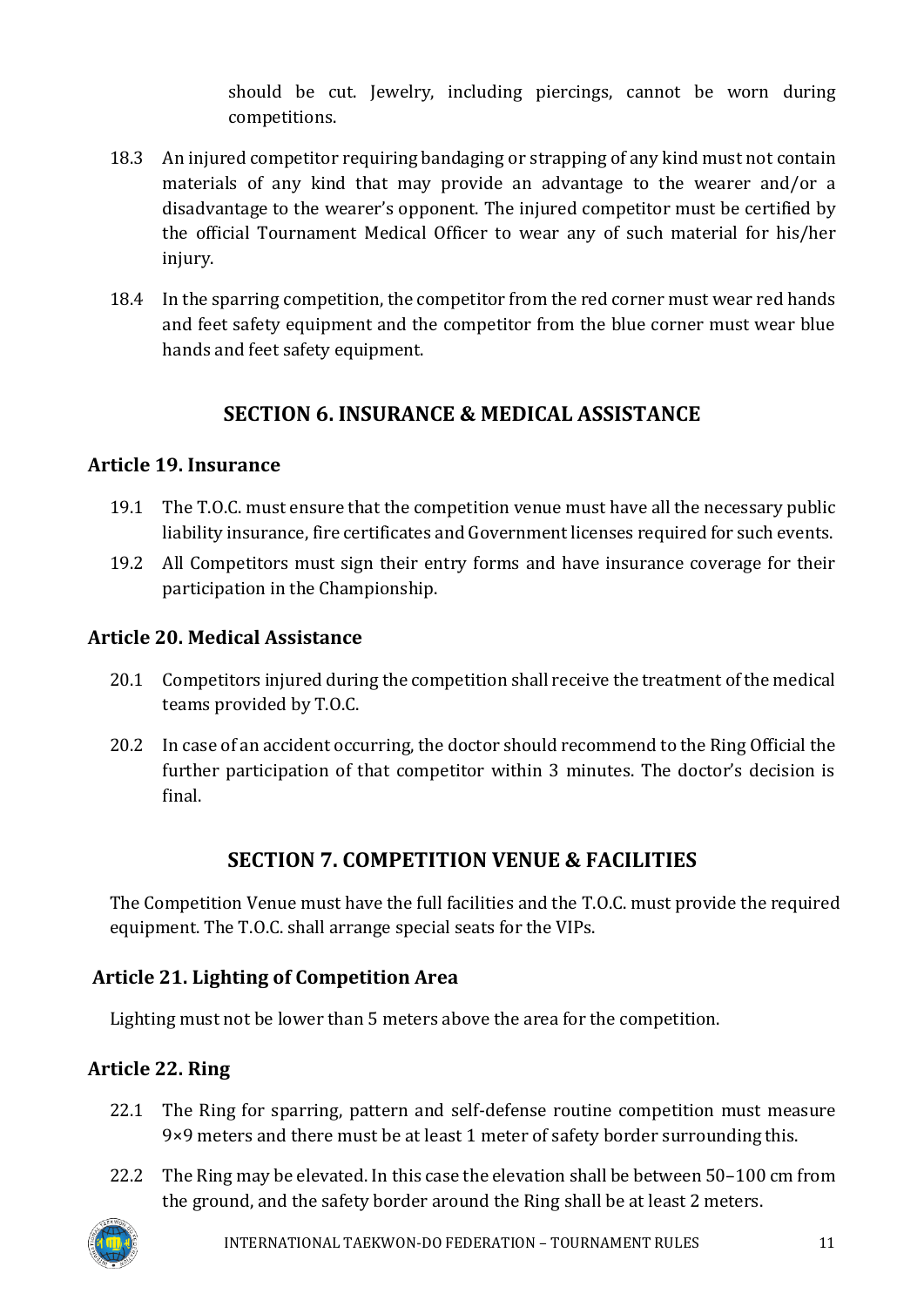should be cut. Jewelry, including piercings, cannot be worn during competitions.

18.3 An injured competitor requiring bandaging or strapping of any kind must not contain materials of any kind that may provide an advantage to the wearer and/or a disadvantage to the wearer's opponent. The injured competitor must be certified by the official Tournament Medical Officer to wear any of such material for his/her injury.

18.4 In the sparring competition, the competitor from the red corner must wear red hands and feet safety equipment and the competitor from the blue corner must wear blue hands and feet safety equipment.

## SECTION 6. INSURANCE & MEDICAL ASSISTANCE

### Article 19. Insurance

19.1 The T.O.C. must ensure that the competition venue must have all the necessary public liability insurance, fire certificates and Government licenses required for such events.

19.2 All Competitors must sign their entry forms and have insurance coverage for their participation in the Championship.

### Article 20. Medical Assistance

20.1 Competitors injured during the competition shall receive the treatment of the medical teams provided by T.O.C.

20.2 In case of an accident occurring, the doctor should recommend to the Ring Official the further participation of that competitor within 3 minutes. The doctor's decision is final.

## SECTION 7. COMPETITION VENUE & FACILITIES

The Competition Venue must have the full facilities and the T.O.C. must provide the required equipment. The T.O.C. shall arrange special seats for the VIPs.

### Article 21. Lighting of Competition Area

Lighting must not be lower than 5 meters above the area for the competition.

### Article 22. Ring

22.1 The Ring for sparring, pattern and self-defense routine competition must measure 9×9 meters and there must be at least 1 meter of safety border surrounding this.

22.2 The Ring may be elevated. In this case the elevation shall be between 50–100 cm from the ground, and the safety border around the Ring shall be at least 2 meters.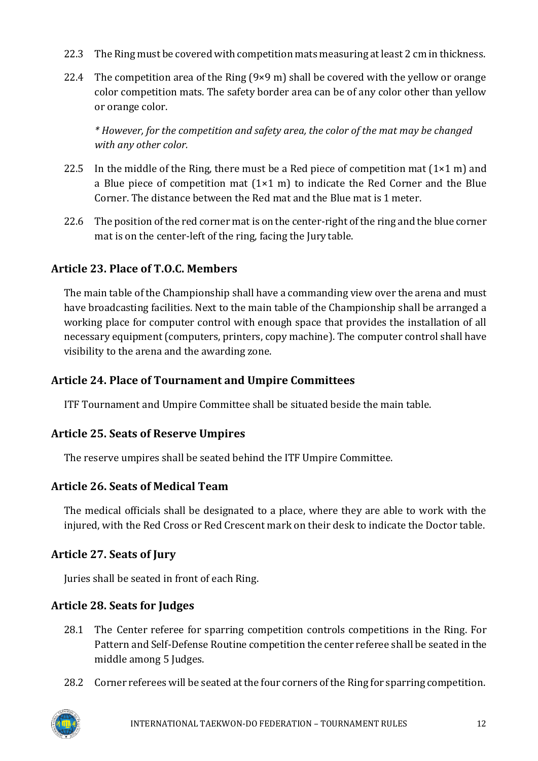22.3 The Ring must be covered with competition mats measuring at least 2 cm in thickness.

22.4 The competition area of the Ring (9×9 m) shall be covered with the yellow or orange color competition mats. The safety border area can be of any color other than yellow or orange color.

*\* However, for the competition and safety area, the color of the mat may be changed with any other color.*

22.5 In the middle of the Ring, there must be a Red piece of competition mat (1×1 m) and a Blue piece of competition mat (1×1 m) to indicate the Red Corner and the Blue Corner. The distance between the Red mat and the Blue mat is 1 meter.

22.6 The position of the red corner mat is on the center-right of the ring and the blue corner mat is on the center-left of the ring, facing the Jury table.

### Article 23. Place of T.O.C. Members

The main table of the Championship shall have a commanding view over the arena and must have broadcasting facilities. Next to the main table of the Championship shall be arranged a working place for computer control with enough space that provides the installation of all necessary equipment (computers, printers, copy machine). The computer control shall have visibility to the arena and the awarding zone.

### Article 24. Place of Tournament and Umpire Committees

ITF Tournament and Umpire Committee shall be situated beside the main table.

### Article 25. Seats of Reserve Umpires

The reserve umpires shall be seated behind the ITF Umpire Committee.

### Article 26. Seats of Medical Team

The medical officials shall be designated to a place, where they are able to work with the injured, with the Red Cross or Red Crescent mark on their desk to indicate the Doctor table.

### Article 27. Seats of Jury

Juries shall be seated in front of each Ring.

### Article 28. Seats for Judges

28.1 The Center referee for sparring competition controls competitions in the Ring. For Pattern and Self-Defense Routine competition the center referee shall be seated in the middle among 5 Judges.

28.2 Corner referees will be seated at the four corners of the Ring for sparring competition.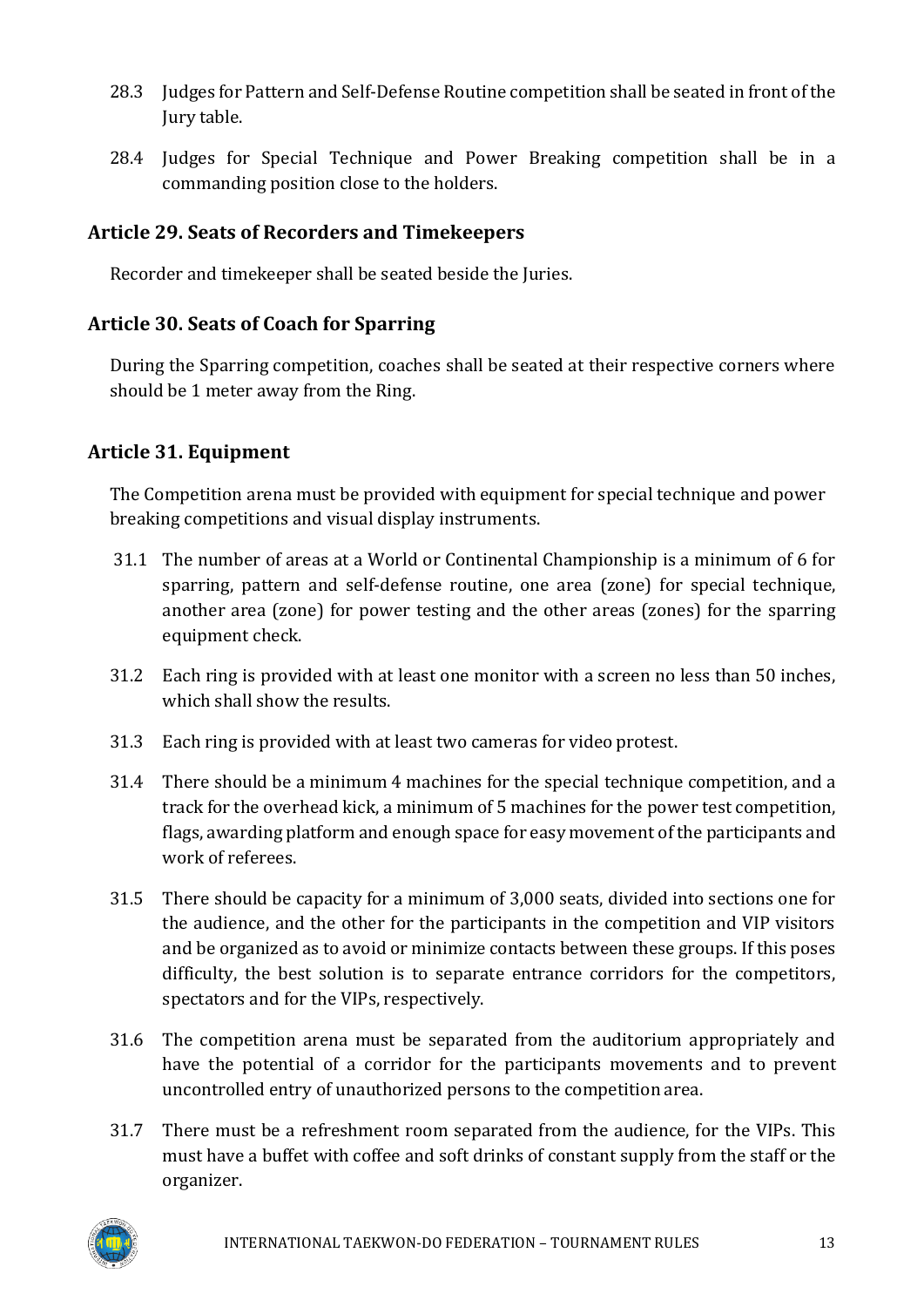28.3 Judges for Pattern and Self-Defense Routine competition shall be seated in front of the Jury table.

28.4 Judges for Special Technique and Power Breaking competition shall be in a commanding position close to the holders.

### Article 29. Seats of Recorders and Timekeepers

Recorder and timekeeper shall be seated beside the Juries.

### Article 30. Seats of Coach for Sparring

During the Sparring competition, coaches shall be seated at their respective corners where should be 1 meter away from the Ring.

### Article 31. Equipment

The Competition arena must be provided with equipment for special technique and power breaking competitions and visual display instruments.

31.1 The number of areas at a World or Continental Championship is a minimum of 6 for sparring, pattern and self-defense routine, one area (zone) for special technique, another area (zone) for power testing and the other areas (zones) for the sparring equipment check.

31.2 Each ring is provided with at least one monitor with a screen no less than 50 inches, which shall show the results.

31.3 Each ring is provided with at least two cameras for video protest.

31.4 There should be a minimum 4 machines for the special technique competition, and a track for the overhead kick, a minimum of 5 machines for the power test competition, flags, awarding platform and enough space for easy movement of the participants and work of referees.

31.5 There should be capacity for a minimum of 3,000 seats, divided into sections one for the audience, and the other for the participants in the competition and VIP visitors and be organized as to avoid or minimize contacts between these groups. If this poses difficulty, the best solution is to separate entrance corridors for the competitors, spectators and for the VIPs, respectively.

31.6 The competition arena must be separated from the auditorium appropriately and have the potential of a corridor for the participants movements and to prevent uncontrolled entry of unauthorized persons to the competition area.

31.7 There must be a refreshment room separated from the audience, for the VIPs. This must have a buffet with coffee and soft drinks of constant supply from the staff or the organizer.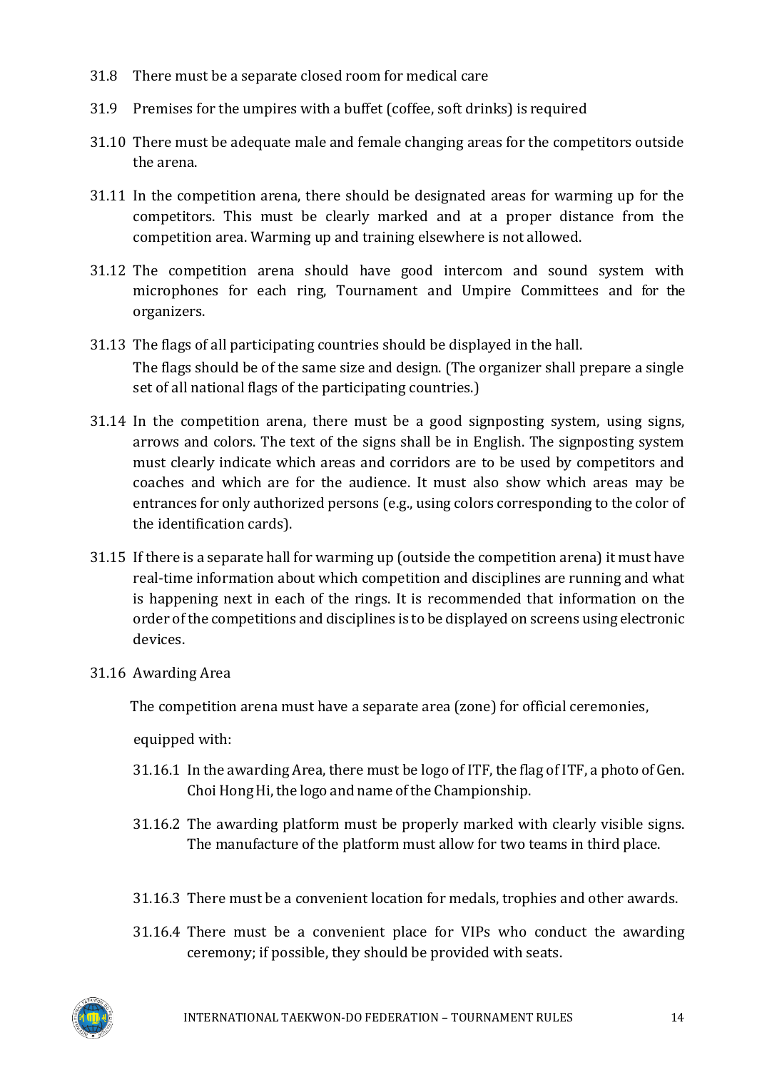31.8 There must be a separate closed room for medical care

31.9 Premises for the umpires with a buffet (coffee, soft drinks) is required

31.10 There must be adequate male and female changing areas for the competitors outside the arena.

31.11 In the competition arena, there should be designated areas for warming up for the competitors. This must be clearly marked and at a proper distance from the competition area. Warming up and training elsewhere is not allowed.

31.12 The competition arena should have good intercom and sound system with microphones for each ring, Tournament and Umpire Committees and for the organizers.

31.13 The flags of all participating countries should be displayed in the hall.
The flags should be of the same size and design. (The organizer shall prepare a single set of all national flags of the participating countries.)

31.14 In the competition arena, there must be a good signposting system, using signs, arrows and colors. The text of the signs shall be in English. The signposting system must clearly indicate which areas and corridors are to be used by competitors and coaches and which are for the audience. It must also show which areas may be entrances for only authorized persons (e.g., using colors corresponding to the color of the identification cards).

31.15 If there is a separate hall for warming up (outside the competition arena) it must have real-time information about which competition and disciplines are running and what is happening next in each of the rings. It is recommended that information on the order of the competitions and disciplines is to be displayed on screens using electronic devices.

31.16 Awarding Area

The competition arena must have a separate area (zone) for official ceremonies,

equipped with:

31.16.1 In the awarding Area, there must be logo of ITF, the flag of ITF, a photo of Gen. Choi Hong Hi, the logo and name of the Championship.

31.16.2 The awarding platform must be properly marked with clearly visible signs. The manufacture of the platform must allow for two teams in third place.

31.16.3 There must be a convenient location for medals, trophies and other awards.

31.16.4 There must be a convenient place for VIPs who conduct the awarding ceremony; if possible, they should be provided with seats.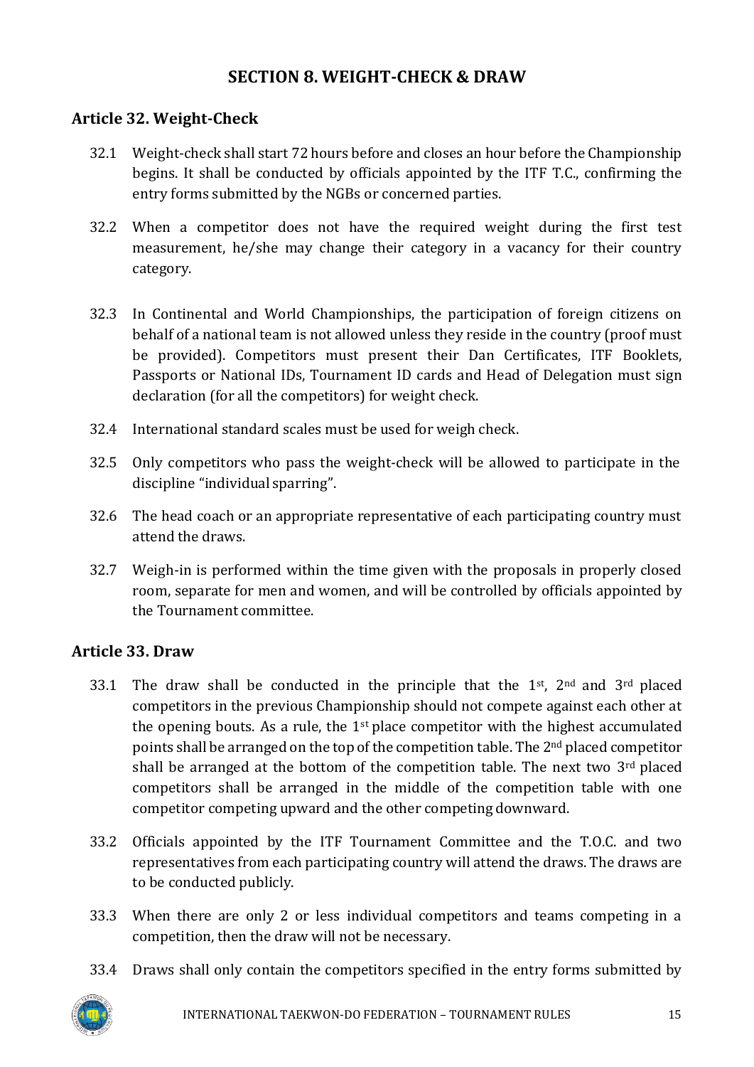## SECTION 8. WEIGHT-CHECK & DRAW

### Article 32. Weight-Check

32.1 Weight-check shall start 72 hours before and closes an hour before the Championship begins. It shall be conducted by officials appointed by the ITF T.C., confirming the entry forms submitted by the NGBs or concerned parties.

32.2 When a competitor does not have the required weight during the first test measurement, he/she may change their category in a vacancy for their country category.

32.3 In Continental and World Championships, the participation of foreign citizens on behalf of a national team is not allowed unless they reside in the country (proof must be provided). Competitors must present their Dan Certificates, ITF Booklets, Passports or National IDs, Tournament ID cards and Head of Delegation must sign declaration (for all the competitors) for weight check.

32.4 International standard scales must be used for weigh check.

32.5 Only competitors who pass the weight-check will be allowed to participate in the discipline "individual sparring".

32.6 The head coach or an appropriate representative of each participating country must attend the draws.

32.7 Weigh-in is performed within the time given with the proposals in properly closed room, separate for men and women, and will be controlled by officials appointed by the Tournament committee.

### Article 33. Draw

33.1 The draw shall be conducted in the principle that the 1st, 2nd and 3rd placed competitors in the previous Championship should not compete against each other at the opening bouts. As a rule, the 1st place competitor with the highest accumulated points shall be arranged on the top of the competition table. The 2nd placed competitor shall be arranged at the bottom of the competition table. The next two 3rd placed competitors shall be arranged in the middle of the competition table with one competitor competing upward and the other competing downward.

33.2 Officials appointed by the ITF Tournament Committee and the T.O.C. and two representatives from each participating country will attend the draws. The draws are to be conducted publicly.

33.3 When there are only 2 or less individual competitors and teams competing in a competition, then the draw will not be necessary.

33.4 Draws shall only contain the competitors specified in the entry forms submitted by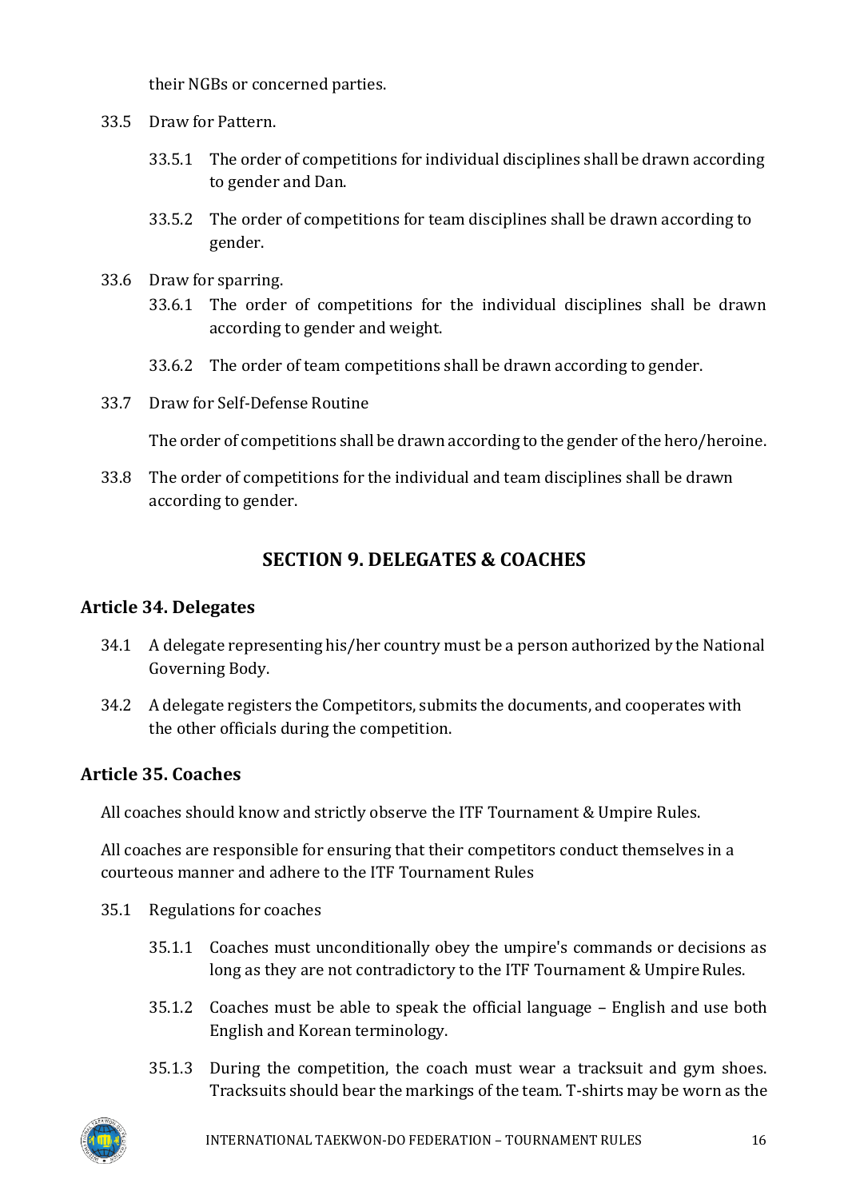their NGBs or concerned parties.

33.5 Draw for Pattern.

33.5.1 The order of competitions for individual disciplines shall be drawn according to gender and Dan.

33.5.2 The order of competitions for team disciplines shall be drawn according to gender.

33.6 Draw for sparring.

33.6.1 The order of competitions for the individual disciplines shall be drawn according to gender and weight.

33.6.2 The order of team competitions shall be drawn according to gender.

33.7 Draw for Self-Defense Routine

The order of competitions shall be drawn according to the gender of the hero/heroine.

33.8 The order of competitions for the individual and team disciplines shall be drawn according to gender.

## SECTION 9. DELEGATES & COACHES

### Article 34. Delegates

34.1 A delegate representing his/her country must be a person authorized by the National Governing Body.

34.2 A delegate registers the Competitors, submits the documents, and cooperates with the other officials during the competition.

### Article 35. Coaches

All coaches should know and strictly observe the ITF Tournament & Umpire Rules.

All coaches are responsible for ensuring that their competitors conduct themselves in a courteous manner and adhere to the ITF Tournament Rules

35.1 Regulations for coaches

35.1.1 Coaches must unconditionally obey the umpire's commands or decisions as long as they are not contradictory to the ITF Tournament & Umpire Rules.

35.1.2 Coaches must be able to speak the official language – English and use both English and Korean terminology.

35.1.3 During the competition, the coach must wear a tracksuit and gym shoes. Tracksuits should bear the markings of the team. T-shirts may be worn as the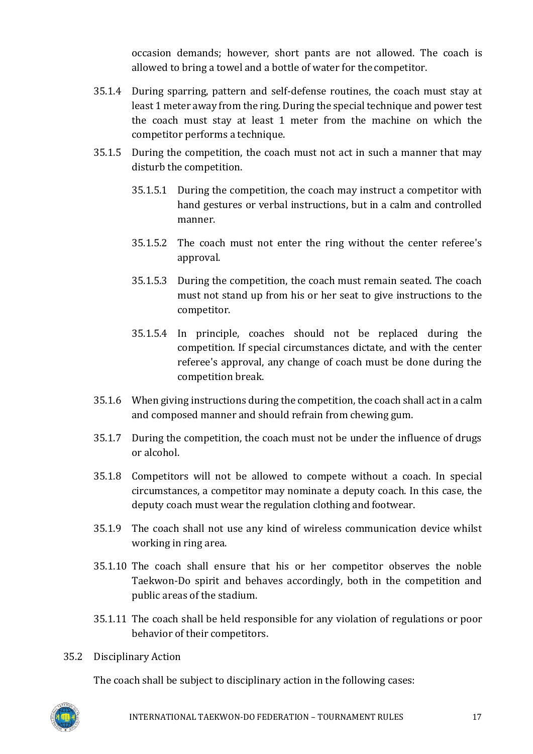occasion demands; however, short pants are not allowed. The coach is allowed to bring a towel and a bottle of water for the competitor.

35.1.4 During sparring, pattern and self-defense routines, the coach must stay at least 1 meter away from the ring. During the special technique and power test the coach must stay at least 1 meter from the machine on which the competitor performs a technique.

35.1.5 During the competition, the coach must not act in such a manner that may disturb the competition.

35.1.5.1 During the competition, the coach may instruct a competitor with hand gestures or verbal instructions, but in a calm and controlled manner.

35.1.5.2 The coach must not enter the ring without the center referee's approval.

35.1.5.3 During the competition, the coach must remain seated. The coach must not stand up from his or her seat to give instructions to the competitor.

35.1.5.4 In principle, coaches should not be replaced during the competition. If special circumstances dictate, and with the center referee's approval, any change of coach must be done during the competition break.

35.1.6 When giving instructions during the competition, the coach shall act in a calm and composed manner and should refrain from chewing gum.

35.1.7 During the competition, the coach must not be under the influence of drugs or alcohol.

35.1.8 Competitors will not be allowed to compete without a coach. In special circumstances, a competitor may nominate a deputy coach. In this case, the deputy coach must wear the regulation clothing and footwear.

35.1.9 The coach shall not use any kind of wireless communication device whilst working in ring area.

35.1.10 The coach shall ensure that his or her competitor observes the noble Taekwon-Do spirit and behaves accordingly, both in the competition and public areas of the stadium.

35.1.11 The coach shall be held responsible for any violation of regulations or poor behavior of their competitors.

35.2 Disciplinary Action

The coach shall be subject to disciplinary action in the following cases: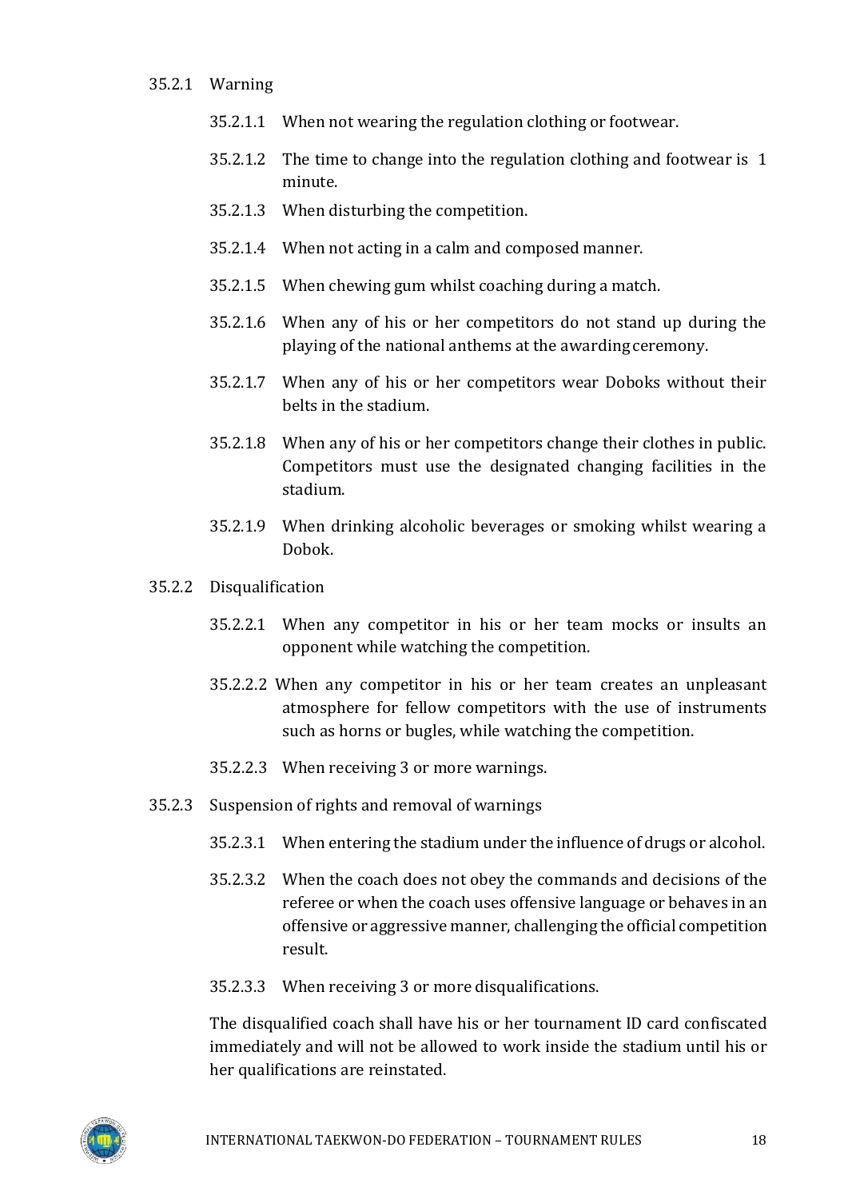35.2.1 Warning

35.2.1.1 When not wearing the regulation clothing or footwear.

35.2.1.2 The time to change into the regulation clothing and footwear is 1 minute.

35.2.1.3 When disturbing the competition.

35.2.1.4 When not acting in a calm and composed manner.

35.2.1.5 When chewing gum whilst coaching during a match.

35.2.1.6 When any of his or her competitors do not stand up during the playing of the national anthems at the awarding ceremony.

35.2.1.7 When any of his or her competitors wear Doboks without their belts in the stadium.

35.2.1.8 When any of his or her competitors change their clothes in public. Competitors must use the designated changing facilities in the stadium.

35.2.1.9 When drinking alcoholic beverages or smoking whilst wearing a Dobok.

35.2.2 Disqualification

35.2.2.1 When any competitor in his or her team mocks or insults an opponent while watching the competition.

35.2.2.2 When any competitor in his or her team creates an unpleasant atmosphere for fellow competitors with the use of instruments such as horns or bugles, while watching the competition.

35.2.2.3 When receiving 3 or more warnings.

35.2.3 Suspension of rights and removal of warnings

35.2.3.1 When entering the stadium under the influence of drugs or alcohol.

35.2.3.2 When the coach does not obey the commands and decisions of the referee or when the coach uses offensive language or behaves in an offensive or aggressive manner, challenging the official competition result.

35.2.3.3 When receiving 3 or more disqualifications.

The disqualified coach shall have his or her tournament ID card confiscated immediately and will not be allowed to work inside the stadium until his or her qualifications are reinstated.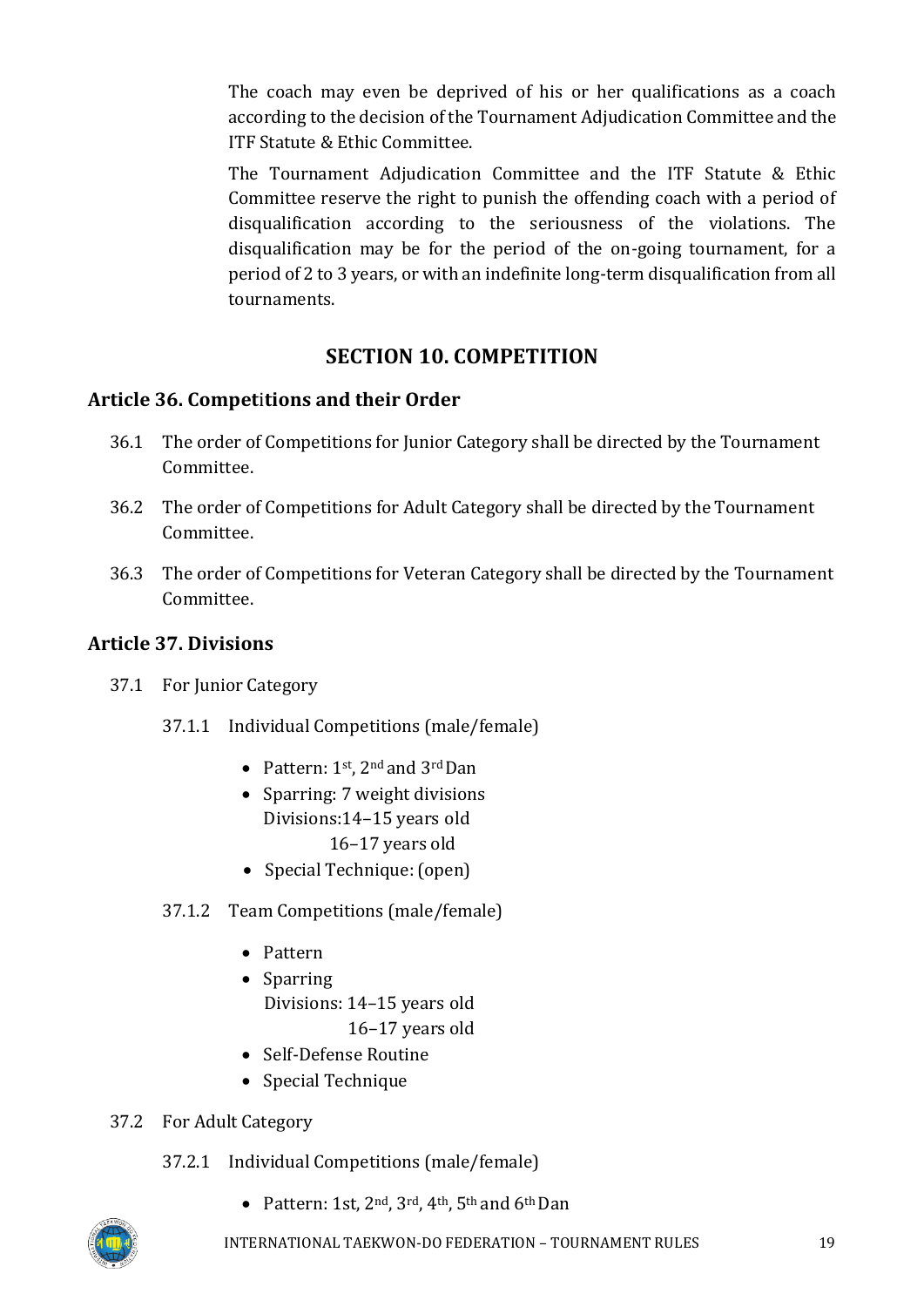The coach may even be deprived of his or her qualifications as a coach according to the decision of the Tournament Adjudication Committee and the ITF Statute & Ethic Committee.

The Tournament Adjudication Committee and the ITF Statute & Ethic Committee reserve the right to punish the offending coach with a period of disqualification according to the seriousness of the violations. The disqualification may be for the period of the on-going tournament, for a period of 2 to 3 years, or with an indefinite long-term disqualification from all tournaments.

## SECTION 10. COMPETITION

### Article 36. Competitions and their Order

36.1 The order of Competitions for Junior Category shall be directed by the Tournament Committee.

36.2 The order of Competitions for Adult Category shall be directed by the Tournament Committee.

36.3 The order of Competitions for Veteran Category shall be directed by the Tournament Committee.

### Article 37. Divisions

37.1 For Junior Category

37.1.1 Individual Competitions (male/female)

- Pattern: 1st, 2nd and 3rd Dan
- Sparring: 7 weight divisions
  Divisions: 14–15 years old
  16–17 years old
- Special Technique: (open)

37.1.2 Team Competitions (male/female)

- Pattern
- Sparring
  Divisions: 14–15 years old
  16–17 years old
- Self-Defense Routine
- Special Technique

37.2 For Adult Category

37.2.1 Individual Competitions (male/female)

- Pattern: 1st, 2nd, 3rd, 4th, 5th and 6th Dan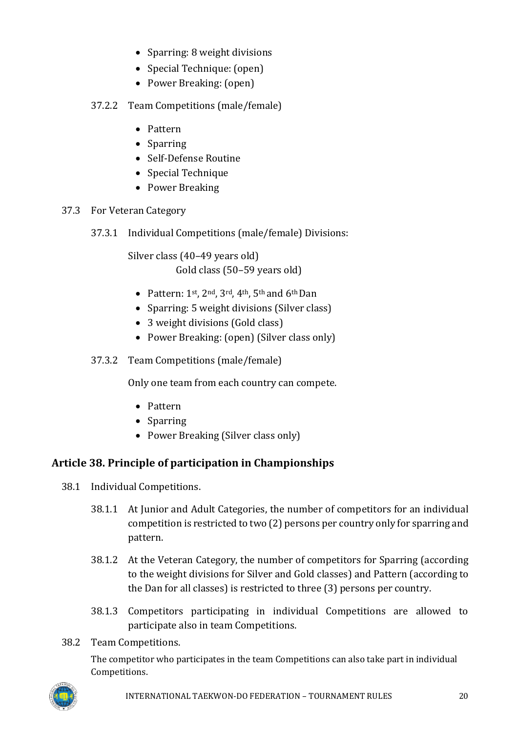- Sparring: 8 weight divisions
- Special Technique: (open)
- Power Breaking: (open)

37.2.2 Team Competitions (male/female)

- Pattern
- Sparring
- Self-Defense Routine
- Special Technique
- Power Breaking

37.3 For Veteran Category

37.3.1 Individual Competitions (male/female) Divisions:

Silver class (40–49 years old)
Gold class (50–59 years old)

- Pattern: 1st, 2nd, 3rd, 4th, 5th and 6th Dan
- Sparring: 5 weight divisions (Silver class)
- 3 weight divisions (Gold class)
- Power Breaking: (open) (Silver class only)

37.3.2 Team Competitions (male/female)

Only one team from each country can compete.

- Pattern
- Sparring
- Power Breaking (Silver class only)

## Article 38. Principle of participation in Championships

38.1 Individual Competitions.

38.1.1 At Junior and Adult Categories, the number of competitors for an individual competition is restricted to two (2) persons per country only for sparring and pattern.

38.1.2 At the Veteran Category, the number of competitors for Sparring (according to the weight divisions for Silver and Gold classes) and Pattern (according to the Dan for all classes) is restricted to three (3) persons per country.

38.1.3 Competitors participating in individual Competitions are allowed to participate also in team Competitions.

38.2 Team Competitions.

The competitor who participates in the team Competitions can also take part in individual Competitions.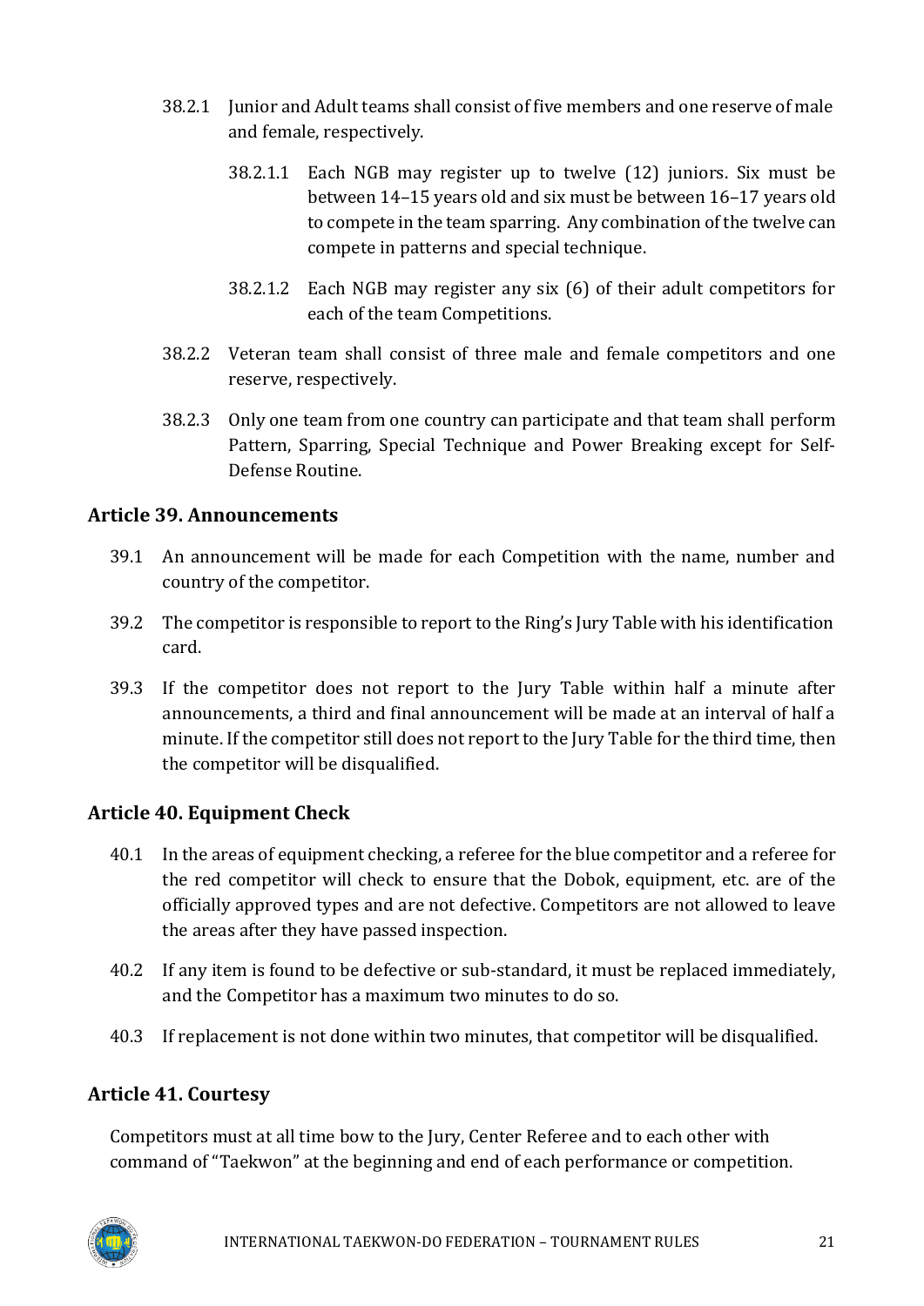38.2.1 Junior and Adult teams shall consist of five members and one reserve of male and female, respectively.

38.2.1.1 Each NGB may register up to twelve (12) juniors. Six must be between 14–15 years old and six must be between 16–17 years old to compete in the team sparring. Any combination of the twelve can compete in patterns and special technique.

38.2.1.2 Each NGB may register any six (6) of their adult competitors for each of the team Competitions.

38.2.2 Veteran team shall consist of three male and female competitors and one reserve, respectively.

38.2.3 Only one team from one country can participate and that team shall perform Pattern, Sparring, Special Technique and Power Breaking except for Self-Defense Routine.

## Article 39. Announcements

39.1 An announcement will be made for each Competition with the name, number and country of the competitor.

39.2 The competitor is responsible to report to the Ring's Jury Table with his identification card.

39.3 If the competitor does not report to the Jury Table within half a minute after announcements, a third and final announcement will be made at an interval of half a minute. If the competitor still does not report to the Jury Table for the third time, then the competitor will be disqualified.

## Article 40. Equipment Check

40.1 In the areas of equipment checking, a referee for the blue competitor and a referee for the red competitor will check to ensure that the Dobok, equipment, etc. are of the officially approved types and are not defective. Competitors are not allowed to leave the areas after they have passed inspection.

40.2 If any item is found to be defective or sub-standard, it must be replaced immediately, and the Competitor has a maximum two minutes to do so.

40.3 If replacement is not done within two minutes, that competitor will be disqualified.

## Article 41. Courtesy

Competitors must at all time bow to the Jury, Center Referee and to each other with command of "Taekwon" at the beginning and end of each performance or competition.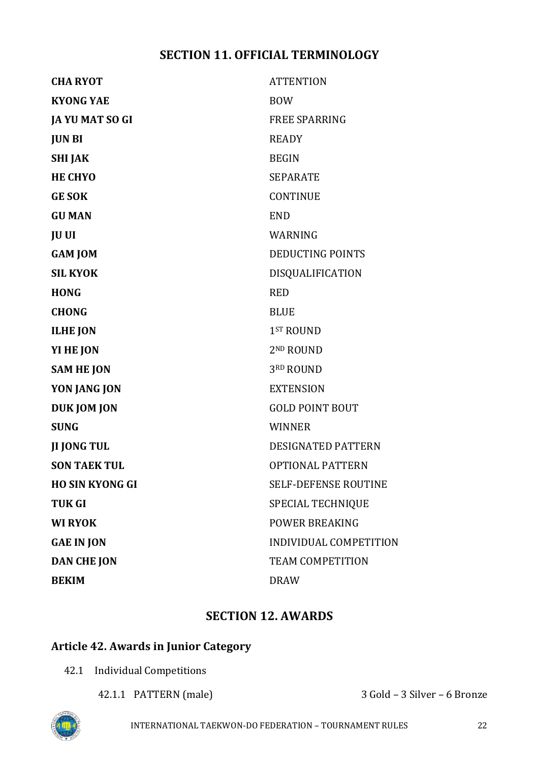## SECTION 11. OFFICIAL TERMINOLOGY

| | |
|---|---|
| **CHA RYOT** | ATTENTION |
| **KYONG YAE** | BOW |
| **JA YU MAT SO GI** | FREE SPARRING |
| **JUN BI** | READY |
| **SHI JAK** | BEGIN |
| **HE CHYO** | SEPARATE |
| **GE SOK** | CONTINUE |
| **GU MAN** | END |
| **JU UI** | WARNING |
| **GAM JOM** | DEDUCTING POINTS |
| **SIL KYOK** | DISQUALIFICATION |
| **HONG** | RED |
| **CHONG** | BLUE |
| **ILHE JON** | 1ST ROUND |
| **YI HE JON** | 2ND ROUND |
| **SAM HE JON** | 3RD ROUND |
| **YON JANG JON** | EXTENSION |
| **DUK JOM JON** | GOLD POINT BOUT |
| **SUNG** | WINNER |
| **JI JONG TUL** | DESIGNATED PATTERN |
| **SON TAEK TUL** | OPTIONAL PATTERN |
| **HO SIN KYONG GI** | SELF-DEFENSE ROUTINE |
| **TUK GI** | SPECIAL TECHNIQUE |
| **WI RYOK** | POWER BREAKING |
| **GAE IN JON** | INDIVIDUAL COMPETITION |
| **DAN CHE JON** | TEAM COMPETITION |
| **BEKIM** | DRAW |

## SECTION 12. AWARDS

### Article 42. Awards in Junior Category

42.1 Individual Competitions

42.1.1 PATTERN (male) 3 Gold – 3 Silver – 6 Bronze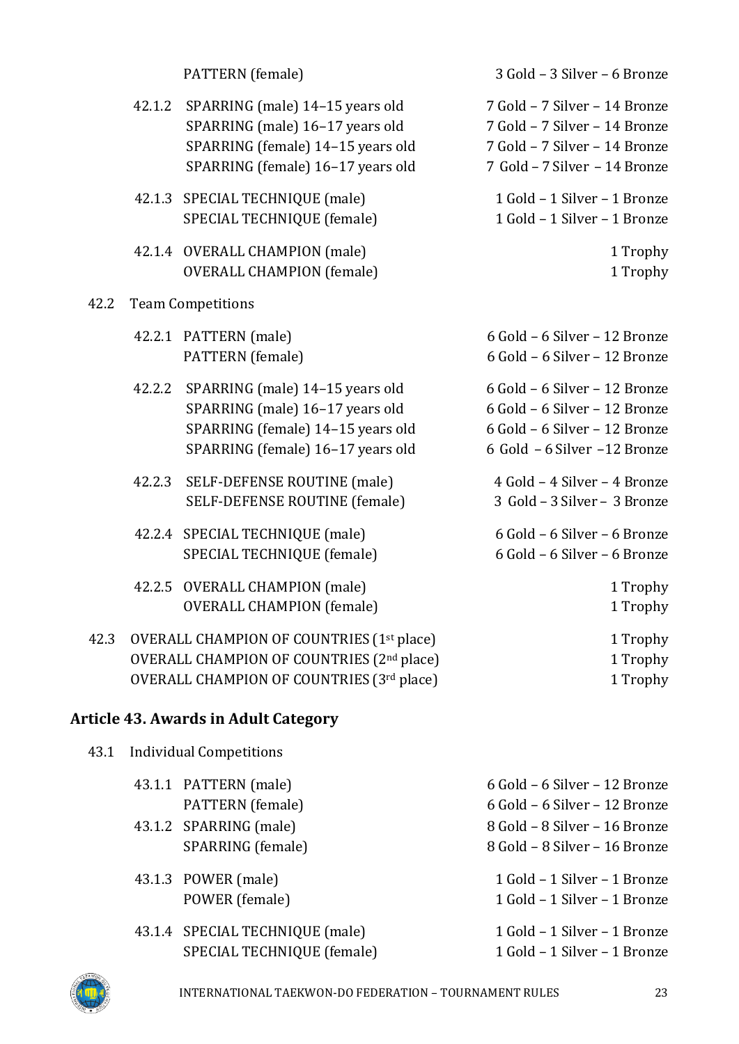| | | |
|---|---|---|
| | PATTERN (female) | 3 Gold – 3 Silver – 6 Bronze |
| 42.1.2 | SPARRING (male) 14–15 years old | 7 Gold – 7 Silver – 14 Bronze |
| | SPARRING (male) 16–17 years old | 7 Gold – 7 Silver – 14 Bronze |
| | SPARRING (female) 14–15 years old | 7 Gold – 7 Silver – 14 Bronze |
| | SPARRING (female) 16–17 years old | 7 Gold – 7 Silver – 14 Bronze |
| 42.1.3 | SPECIAL TECHNIQUE (male) | 1 Gold – 1 Silver – 1 Bronze |
| | SPECIAL TECHNIQUE (female) | 1 Gold – 1 Silver – 1 Bronze |
| 42.1.4 | OVERALL CHAMPION (male) | 1 Trophy |
| | OVERALL CHAMPION (female) | 1 Trophy |

42.2 Team Competitions

| | | |
|---|---|---|
| 42.2.1 | PATTERN (male) | 6 Gold – 6 Silver – 12 Bronze |
| | PATTERN (female) | 6 Gold – 6 Silver – 12 Bronze |
| 42.2.2 | SPARRING (male) 14–15 years old | 6 Gold – 6 Silver – 12 Bronze |
| | SPARRING (male) 16–17 years old | 6 Gold – 6 Silver – 12 Bronze |
| | SPARRING (female) 14–15 years old | 6 Gold – 6 Silver – 12 Bronze |
| | SPARRING (female) 16–17 years old | 6 Gold – 6 Silver –12 Bronze |
| 42.2.3 | SELF-DEFENSE ROUTINE (male) | 4 Gold – 4 Silver – 4 Bronze |
| | SELF-DEFENSE ROUTINE (female) | 3 Gold – 3 Silver – 3 Bronze |
| 42.2.4 | SPECIAL TECHNIQUE (male) | 6 Gold – 6 Silver – 6 Bronze |
| | SPECIAL TECHNIQUE (female) | 6 Gold – 6 Silver – 6 Bronze |
| 42.2.5 | OVERALL CHAMPION (male) | 1 Trophy |
| | OVERALL CHAMPION (female) | 1 Trophy |

| | | |
|---|---|---|
| 42.3 | OVERALL CHAMPION OF COUNTRIES (1st place) | 1 Trophy |
| | OVERALL CHAMPION OF COUNTRIES (2nd place) | 1 Trophy |
| | OVERALL CHAMPION OF COUNTRIES (3rd place) | 1 Trophy |

## Article 43. Awards in Adult Category

43.1 Individual Competitions

| | | |
|---|---|---|
| 43.1.1 | PATTERN (male) | 6 Gold – 6 Silver – 12 Bronze |
| | PATTERN (female) | 6 Gold – 6 Silver – 12 Bronze |
| 43.1.2 | SPARRING (male) | 8 Gold – 8 Silver – 16 Bronze |
| | SPARRING (female) | 8 Gold – 8 Silver – 16 Bronze |
| 43.1.3 | POWER (male) | 1 Gold – 1 Silver – 1 Bronze |
| | POWER (female) | 1 Gold – 1 Silver – 1 Bronze |
| 43.1.4 | SPECIAL TECHNIQUE (male) | 1 Gold – 1 Silver – 1 Bronze |
| | SPECIAL TECHNIQUE (female) | 1 Gold – 1 Silver – 1 Bronze |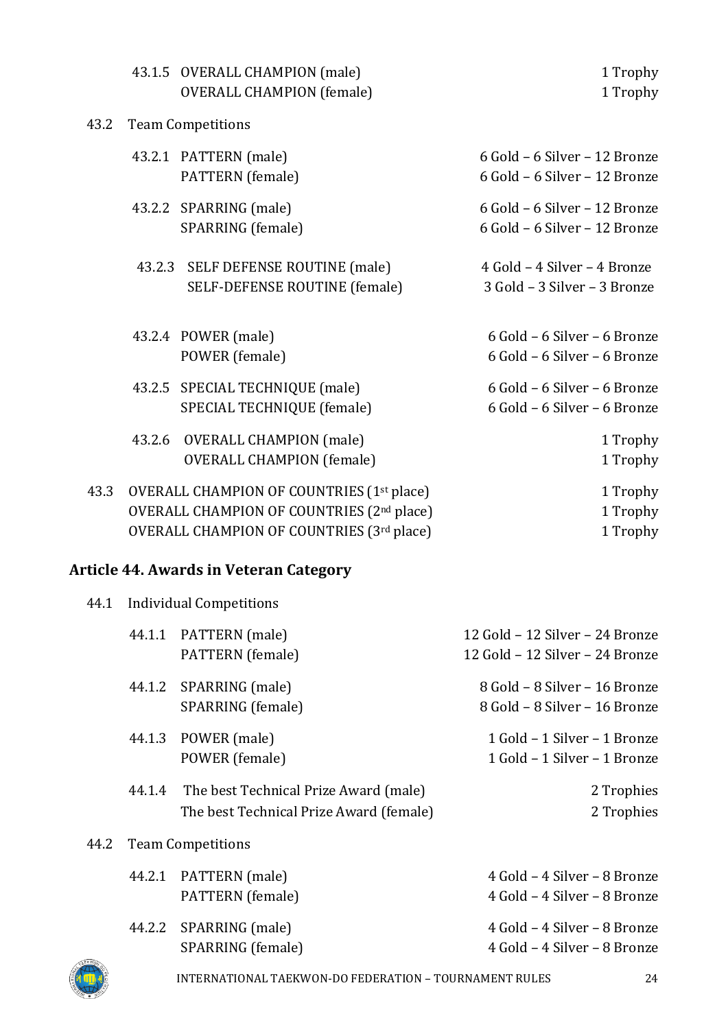43.1.5 OVERALL CHAMPION (male) — 1 Trophy
OVERALL CHAMPION (female) — 1 Trophy

43.2 Team Competitions

| | | |
|---|---|---|
| 43.2.1 | PATTERN (male) | 6 Gold – 6 Silver – 12 Bronze |
| | PATTERN (female) | 6 Gold – 6 Silver – 12 Bronze |
| 43.2.2 | SPARRING (male) | 6 Gold – 6 Silver – 12 Bronze |
| | SPARRING (female) | 6 Gold – 6 Silver – 12 Bronze |
| 43.2.3 | SELF DEFENSE ROUTINE (male) | 4 Gold – 4 Silver – 4 Bronze |
| | SELF-DEFENSE ROUTINE (female) | 3 Gold – 3 Silver – 3 Bronze |
| 43.2.4 | POWER (male) | 6 Gold – 6 Silver – 6 Bronze |
| | POWER (female) | 6 Gold – 6 Silver – 6 Bronze |
| 43.2.5 | SPECIAL TECHNIQUE (male) | 6 Gold – 6 Silver – 6 Bronze |
| | SPECIAL TECHNIQUE (female) | 6 Gold – 6 Silver – 6 Bronze |
| 43.2.6 | OVERALL CHAMPION (male) | 1 Trophy |
| | OVERALL CHAMPION (female) | 1 Trophy |

43.3 OVERALL CHAMPION OF COUNTRIES (1st place) — 1 Trophy
OVERALL CHAMPION OF COUNTRIES (2nd place) — 1 Trophy
OVERALL CHAMPION OF COUNTRIES (3rd place) — 1 Trophy

## Article 44. Awards in Veteran Category

44.1 Individual Competitions

| | | |
|---|---|---|
| 44.1.1 | PATTERN (male) | 12 Gold – 12 Silver – 24 Bronze |
| | PATTERN (female) | 12 Gold – 12 Silver – 24 Bronze |
| 44.1.2 | SPARRING (male) | 8 Gold – 8 Silver – 16 Bronze |
| | SPARRING (female) | 8 Gold – 8 Silver – 16 Bronze |
| 44.1.3 | POWER (male) | 1 Gold – 1 Silver – 1 Bronze |
| | POWER (female) | 1 Gold – 1 Silver – 1 Bronze |
| 44.1.4 | The best Technical Prize Award (male) | 2 Trophies |
| | The best Technical Prize Award (female) | 2 Trophies |

44.2 Team Competitions

| | | |
|---|---|---|
| 44.2.1 | PATTERN (male) | 4 Gold – 4 Silver – 8 Bronze |
| | PATTERN (female) | 4 Gold – 4 Silver – 8 Bronze |
| 44.2.2 | SPARRING (male) | 4 Gold – 4 Silver – 8 Bronze |
| | SPARRING (female) | 4 Gold – 4 Silver – 8 Bronze |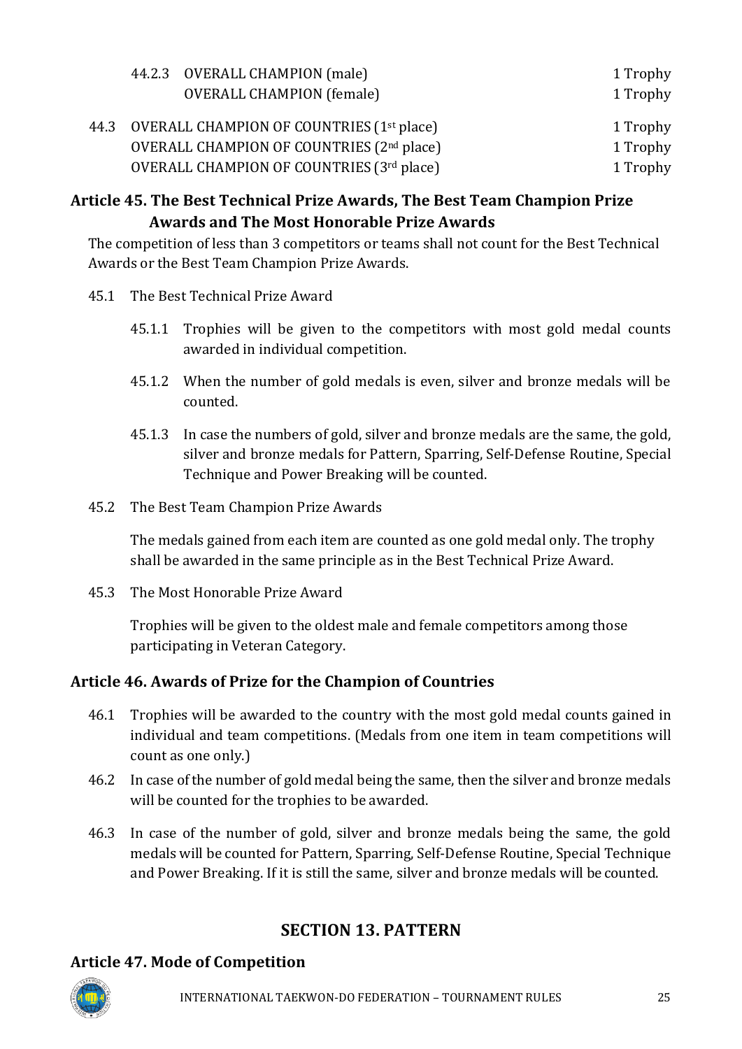| | | |
|---|---|---|
| 44.2.3 | OVERALL CHAMPION (male) | 1 Trophy |
| | OVERALL CHAMPION (female) | 1 Trophy |

| | | |
|---|---|---|
| 44.3 | OVERALL CHAMPION OF COUNTRIES (1st place) | 1 Trophy |
| | OVERALL CHAMPION OF COUNTRIES (2nd place) | 1 Trophy |
| | OVERALL CHAMPION OF COUNTRIES (3rd place) | 1 Trophy |

### Article 45. The Best Technical Prize Awards, The Best Team Champion Prize Awards and The Most Honorable Prize Awards

The competition of less than 3 competitors or teams shall not count for the Best Technical Awards or the Best Team Champion Prize Awards.

45.1 The Best Technical Prize Award

45.1.1 Trophies will be given to the competitors with most gold medal counts awarded in individual competition.

45.1.2 When the number of gold medals is even, silver and bronze medals will be counted.

45.1.3 In case the numbers of gold, silver and bronze medals are the same, the gold, silver and bronze medals for Pattern, Sparring, Self-Defense Routine, Special Technique and Power Breaking will be counted.

45.2 The Best Team Champion Prize Awards

The medals gained from each item are counted as one gold medal only. The trophy shall be awarded in the same principle as in the Best Technical Prize Award.

45.3 The Most Honorable Prize Award

Trophies will be given to the oldest male and female competitors among those participating in Veteran Category.

### Article 46. Awards of Prize for the Champion of Countries

46.1 Trophies will be awarded to the country with the most gold medal counts gained in individual and team competitions. (Medals from one item in team competitions will count as one only.)

46.2 In case of the number of gold medal being the same, then the silver and bronze medals will be counted for the trophies to be awarded.

46.3 In case of the number of gold, silver and bronze medals being the same, the gold medals will be counted for Pattern, Sparring, Self-Defense Routine, Special Technique and Power Breaking. If it is still the same, silver and bronze medals will be counted.

## SECTION 13. PATTERN

### Article 47. Mode of Competition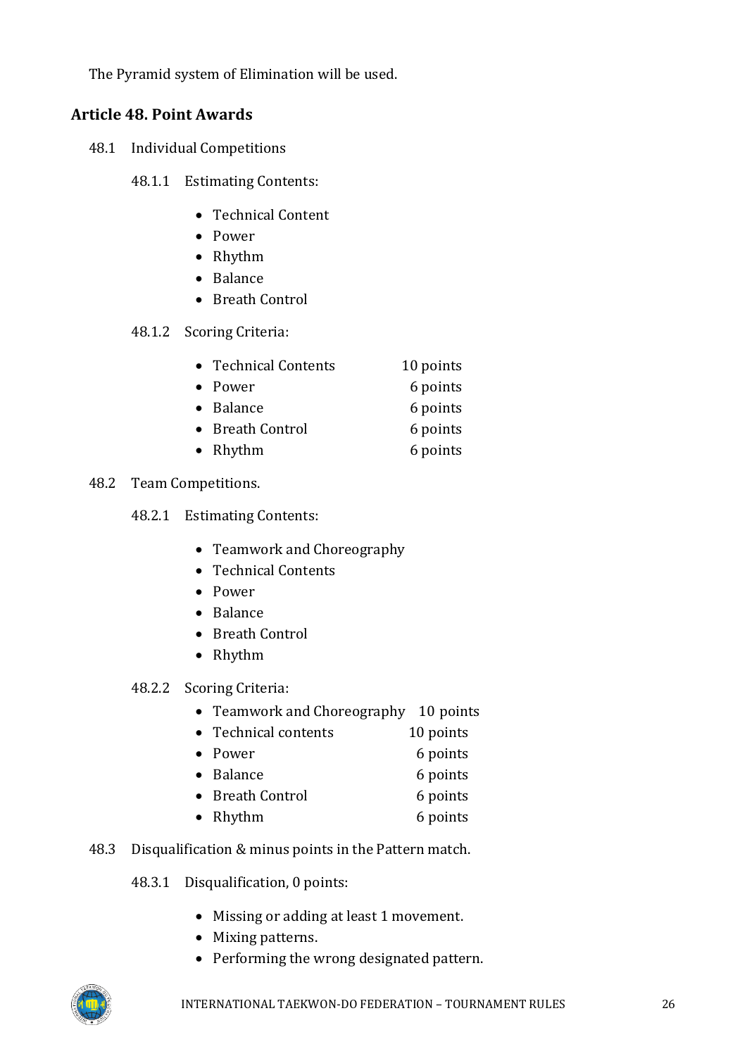The Pyramid system of Elimination will be used.

## Article 48. Point Awards

48.1 Individual Competitions

48.1.1 Estimating Contents:

- Technical Content
- Power
- Rhythm
- Balance
- Breath Control

48.1.2 Scoring Criteria:

| | |
|---|---|
| Technical Contents | 10 points |
| Power | 6 points |
| Balance | 6 points |
| Breath Control | 6 points |
| Rhythm | 6 points |

48.2 Team Competitions.

48.2.1 Estimating Contents:

- Teamwork and Choreography
- Technical Contents
- Power
- Balance
- Breath Control
- Rhythm

48.2.2 Scoring Criteria:

| | |
|---|---|
| Teamwork and Choreography | 10 points |
| Technical contents | 10 points |
| Power | 6 points |
| Balance | 6 points |
| Breath Control | 6 points |
| Rhythm | 6 points |

48.3 Disqualification & minus points in the Pattern match.

48.3.1 Disqualification, 0 points:

- Missing or adding at least 1 movement.
- Mixing patterns.
- Performing the wrong designated pattern.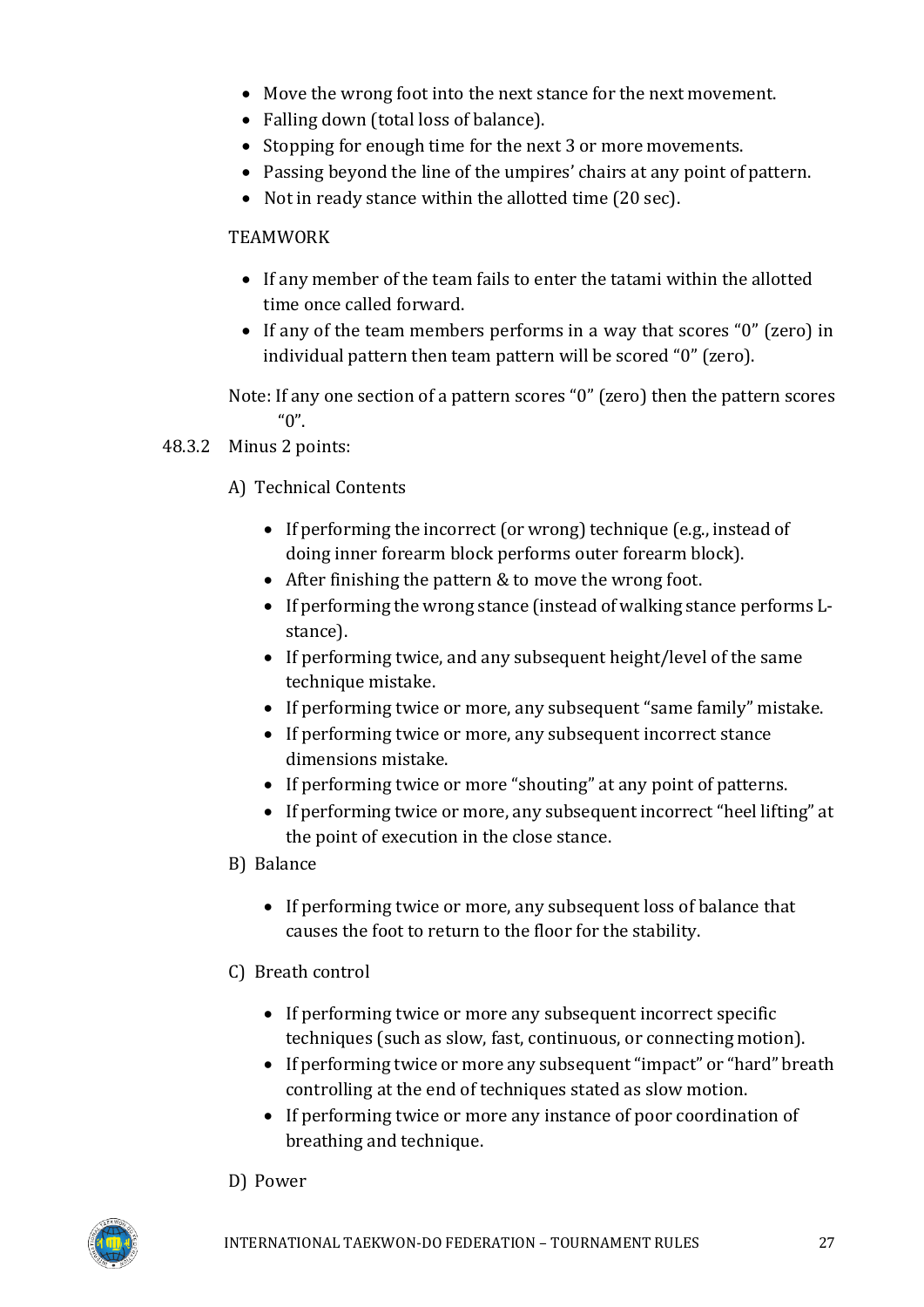- Move the wrong foot into the next stance for the next movement.
- Falling down (total loss of balance).
- Stopping for enough time for the next 3 or more movements.
- Passing beyond the line of the umpires' chairs at any point of pattern.
- Not in ready stance within the allotted time (20 sec).

TEAMWORK

- If any member of the team fails to enter the tatami within the allotted time once called forward.
- If any of the team members performs in a way that scores "0" (zero) in individual pattern then team pattern will be scored "0" (zero).

Note: If any one section of a pattern scores "0" (zero) then the pattern scores "0".

48.3.2 Minus 2 points:

A) Technical Contents

- If performing the incorrect (or wrong) technique (e.g., instead of doing inner forearm block performs outer forearm block).
- After finishing the pattern & to move the wrong foot.
- If performing the wrong stance (instead of walking stance performs L-stance).
- If performing twice, and any subsequent height/level of the same technique mistake.
- If performing twice or more, any subsequent "same family" mistake.
- If performing twice or more, any subsequent incorrect stance dimensions mistake.
- If performing twice or more "shouting" at any point of patterns.
- If performing twice or more, any subsequent incorrect "heel lifting" at the point of execution in the close stance.

B) Balance

- If performing twice or more, any subsequent loss of balance that causes the foot to return to the floor for the stability.

C) Breath control

- If performing twice or more any subsequent incorrect specific techniques (such as slow, fast, continuous, or connecting motion).
- If performing twice or more any subsequent "impact" or "hard" breath controlling at the end of techniques stated as slow motion.
- If performing twice or more any instance of poor coordination of breathing and technique.

D) Power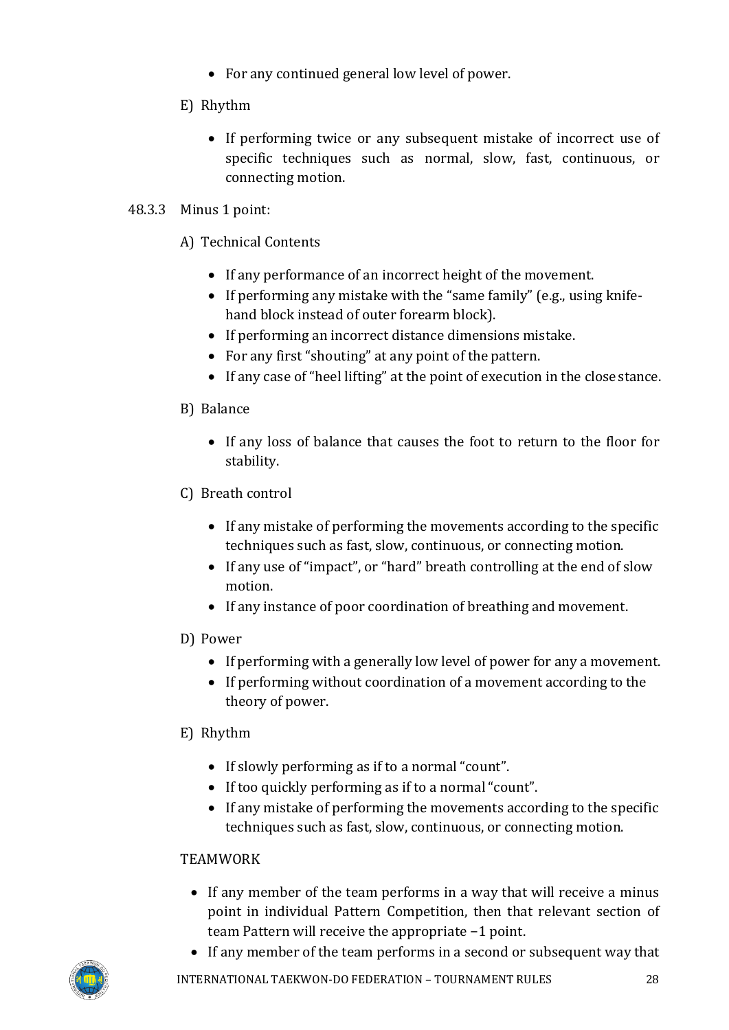- For any continued general low level of power.

E) Rhythm

- If performing twice or any subsequent mistake of incorrect use of specific techniques such as normal, slow, fast, continuous, or connecting motion.

48.3.3 Minus 1 point:

A) Technical Contents

- If any performance of an incorrect height of the movement.
- If performing any mistake with the “same family” (e.g., using knife-hand block instead of outer forearm block).
- If performing an incorrect distance dimensions mistake.
- For any first “shouting” at any point of the pattern.
- If any case of “heel lifting” at the point of execution in the close stance.

B) Balance

- If any loss of balance that causes the foot to return to the floor for stability.

C) Breath control

- If any mistake of performing the movements according to the specific techniques such as fast, slow, continuous, or connecting motion.
- If any use of “impact”, or “hard” breath controlling at the end of slow motion.
- If any instance of poor coordination of breathing and movement.

D) Power

- If performing with a generally low level of power for any a movement.
- If performing without coordination of a movement according to the theory of power.

E) Rhythm

- If slowly performing as if to a normal “count”.
- If too quickly performing as if to a normal “count”.
- If any mistake of performing the movements according to the specific techniques such as fast, slow, continuous, or connecting motion.

TEAMWORK

- If any member of the team performs in a way that will receive a minus point in individual Pattern Competition, then that relevant section of team Pattern will receive the appropriate −1 point.
- If any member of the team performs in a second or subsequent way that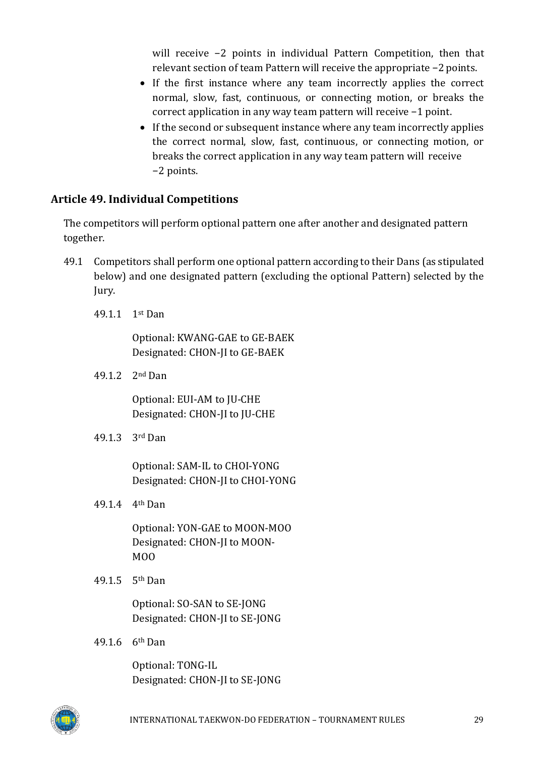will receive −2 points in individual Pattern Competition, then that relevant section of team Pattern will receive the appropriate −2 points.

- If the first instance where any team incorrectly applies the correct normal, slow, fast, continuous, or connecting motion, or breaks the correct application in any way team pattern will receive −1 point.
- If the second or subsequent instance where any team incorrectly applies the correct normal, slow, fast, continuous, or connecting motion, or breaks the correct application in any way team pattern will receive −2 points.

## Article 49. Individual Competitions

The competitors will perform optional pattern one after another and designated pattern together.

49.1 Competitors shall perform one optional pattern according to their Dans (as stipulated below) and one designated pattern (excluding the optional Pattern) selected by the Jury.

49.1.1 1st Dan

Optional: KWANG-GAE to GE-BAEK
Designated: CHON-JI to GE-BAEK

49.1.2 2nd Dan

Optional: EUI-AM to JU-CHE
Designated: CHON-JI to JU-CHE

49.1.3 3rd Dan

Optional: SAM-IL to CHOI-YONG
Designated: CHON-JI to CHOI-YONG

49.1.4 4th Dan

Optional: YON-GAE to MOON-MOO
Designated: CHON-JI to MOON-MOO

49.1.5 5th Dan

Optional: SO-SAN to SE-JONG
Designated: CHON-JI to SE-JONG

49.1.6 6th Dan

Optional: TONG-IL
Designated: CHON-JI to SE-JONG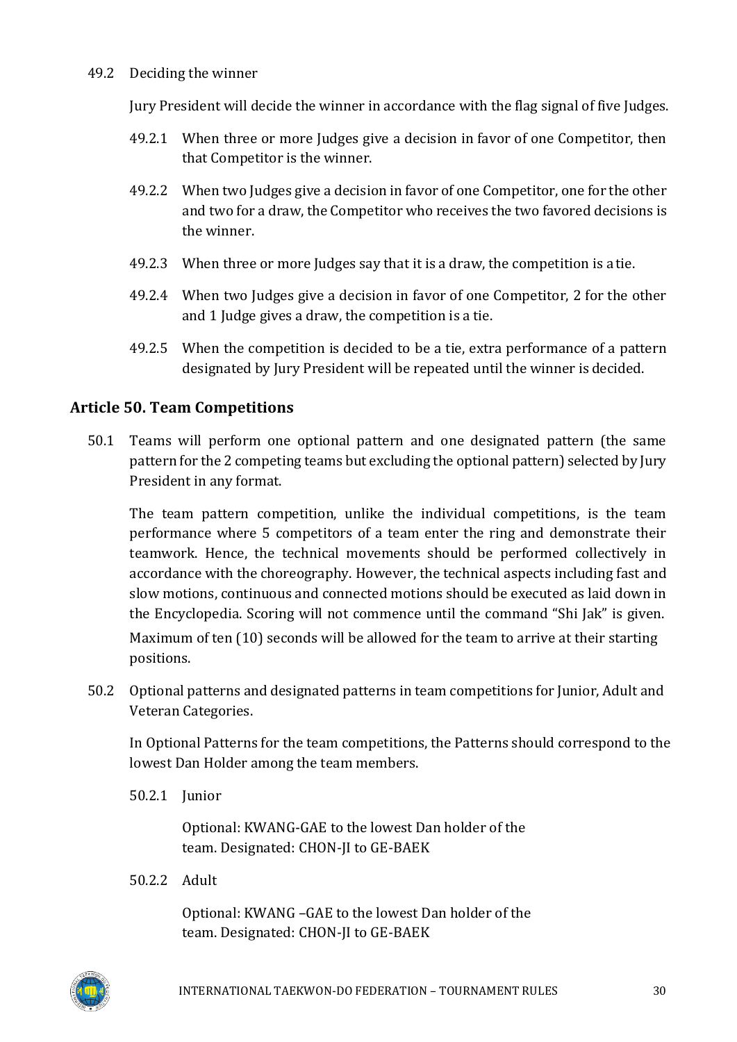49.2 Deciding the winner

Jury President will decide the winner in accordance with the flag signal of five Judges.

49.2.1 When three or more Judges give a decision in favor of one Competitor, then that Competitor is the winner.

49.2.2 When two Judges give a decision in favor of one Competitor, one for the other and two for a draw, the Competitor who receives the two favored decisions is the winner.

49.2.3 When three or more Judges say that it is a draw, the competition is a tie.

49.2.4 When two Judges give a decision in favor of one Competitor, 2 for the other and 1 Judge gives a draw, the competition is a tie.

49.2.5 When the competition is decided to be a tie, extra performance of a pattern designated by Jury President will be repeated until the winner is decided.

## Article 50. Team Competitions

50.1 Teams will perform one optional pattern and one designated pattern (the same pattern for the 2 competing teams but excluding the optional pattern) selected by Jury President in any format.

The team pattern competition, unlike the individual competitions, is the team performance where 5 competitors of a team enter the ring and demonstrate their teamwork. Hence, the technical movements should be performed collectively in accordance with the choreography. However, the technical aspects including fast and slow motions, continuous and connected motions should be executed as laid down in the Encyclopedia. Scoring will not commence until the command "Shi Jak" is given. Maximum of ten (10) seconds will be allowed for the team to arrive at their starting positions.

50.2 Optional patterns and designated patterns in team competitions for Junior, Adult and Veteran Categories.

In Optional Patterns for the team competitions, the Patterns should correspond to the lowest Dan Holder among the team members.

50.2.1 Junior

Optional: KWANG-GAE to the lowest Dan holder of the team. Designated: CHON-JI to GE-BAEK

50.2.2 Adult

Optional: KWANG –GAE to the lowest Dan holder of the team. Designated: CHON-JI to GE-BAEK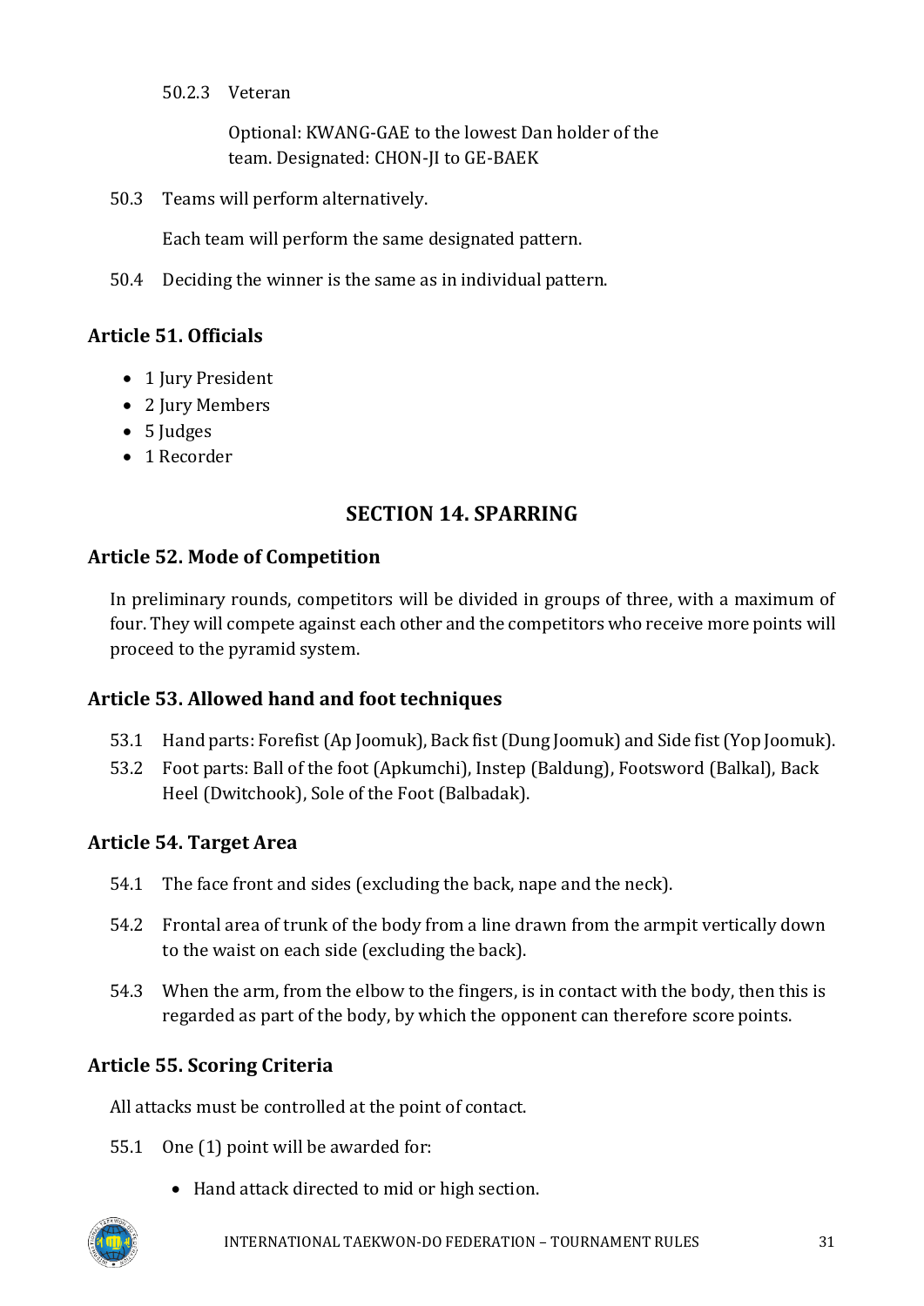50.2.3 Veteran

Optional: KWANG-GAE to the lowest Dan holder of the team. Designated: CHON-JI to GE-BAEK

50.3 Teams will perform alternatively.

Each team will perform the same designated pattern.

50.4 Deciding the winner is the same as in individual pattern.

### Article 51. Officials

- 1 Jury President
- 2 Jury Members
- 5 Judges
- 1 Recorder

## SECTION 14. SPARRING

### Article 52. Mode of Competition

In preliminary rounds, competitors will be divided in groups of three, with a maximum of four. They will compete against each other and the competitors who receive more points will proceed to the pyramid system.

### Article 53. Allowed hand and foot techniques

53.1 Hand parts: Forefist (Ap Joomuk), Back fist (Dung Joomuk) and Side fist (Yop Joomuk).

53.2 Foot parts: Ball of the foot (Apkumchi), Instep (Baldung), Footsword (Balkal), Back Heel (Dwitchook), Sole of the Foot (Balbadak).

### Article 54. Target Area

54.1 The face front and sides (excluding the back, nape and the neck).

54.2 Frontal area of trunk of the body from a line drawn from the armpit vertically down to the waist on each side (excluding the back).

54.3 When the arm, from the elbow to the fingers, is in contact with the body, then this is regarded as part of the body, by which the opponent can therefore score points.

### Article 55. Scoring Criteria

All attacks must be controlled at the point of contact.

55.1 One (1) point will be awarded for:

- Hand attack directed to mid or high section.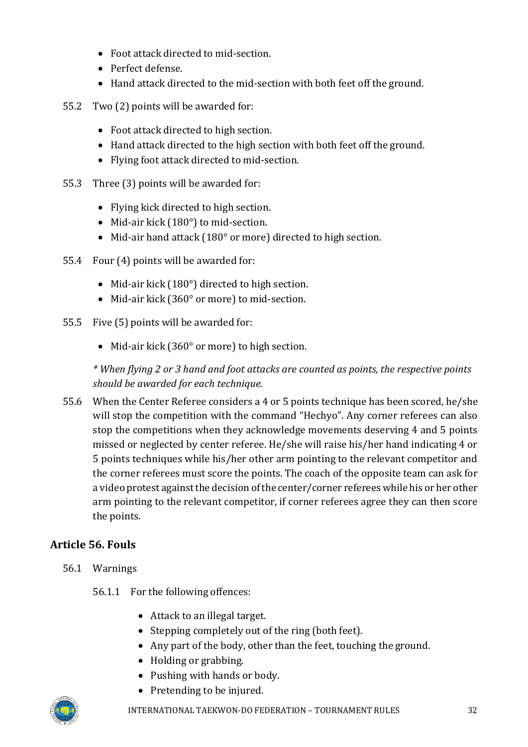- Foot attack directed to mid-section.
- Perfect defense.
- Hand attack directed to the mid-section with both feet off the ground.

55.2 Two (2) points will be awarded for:

- Foot attack directed to high section.
- Hand attack directed to the high section with both feet off the ground.
- Flying foot attack directed to mid-section.

55.3 Three (3) points will be awarded for:

- Flying kick directed to high section.
- Mid-air kick (180°) to mid-section.
- Mid-air hand attack (180° or more) directed to high section.

55.4 Four (4) points will be awarded for:

- Mid-air kick (180°) directed to high section.
- Mid-air kick (360° or more) to mid-section.

55.5 Five (5) points will be awarded for:

- Mid-air kick (360° or more) to high section.

*\* When flying 2 or 3 hand and foot attacks are counted as points, the respective points should be awarded for each technique.*

55.6 When the Center Referee considers a 4 or 5 points technique has been scored, he/she will stop the competition with the command "Hechyo". Any corner referees can also stop the competitions when they acknowledge movements deserving 4 and 5 points missed or neglected by center referee. He/she will raise his/her hand indicating 4 or 5 points techniques while his/her other arm pointing to the relevant competitor and the corner referees must score the points. The coach of the opposite team can ask for a video protest against the decision of the center/corner referees while his or her other arm pointing to the relevant competitor, if corner referees agree they can then score the points.

## Article 56. Fouls

56.1 Warnings

56.1.1 For the following offences:

- Attack to an illegal target.
- Stepping completely out of the ring (both feet).
- Any part of the body, other than the feet, touching the ground.
- Holding or grabbing.
- Pushing with hands or body.
- Pretending to be injured.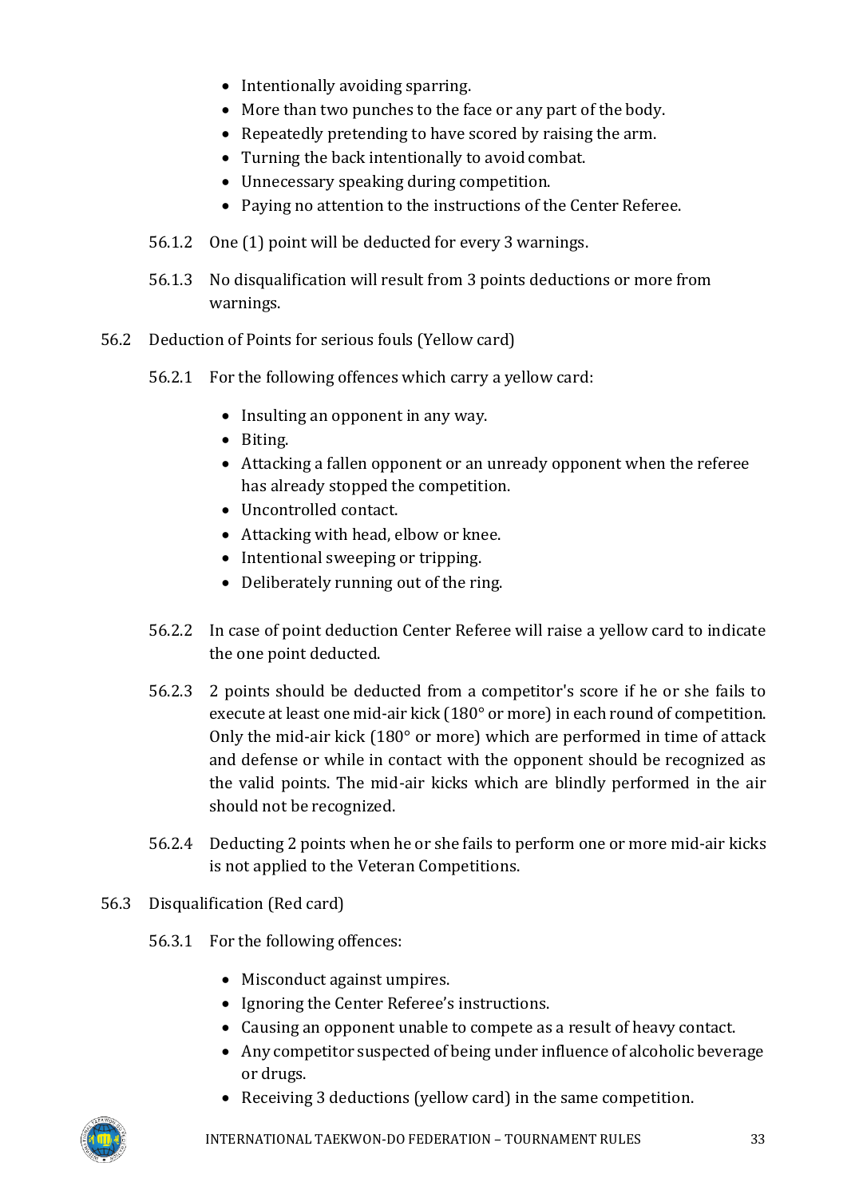- Intentionally avoiding sparring.
- More than two punches to the face or any part of the body.
- Repeatedly pretending to have scored by raising the arm.
- Turning the back intentionally to avoid combat.
- Unnecessary speaking during competition.
- Paying no attention to the instructions of the Center Referee.

56.1.2 One (1) point will be deducted for every 3 warnings.

56.1.3 No disqualification will result from 3 points deductions or more from warnings.

56.2 Deduction of Points for serious fouls (Yellow card)

56.2.1 For the following offences which carry a yellow card:

- Insulting an opponent in any way.
- Biting.
- Attacking a fallen opponent or an unready opponent when the referee has already stopped the competition.
- Uncontrolled contact.
- Attacking with head, elbow or knee.
- Intentional sweeping or tripping.
- Deliberately running out of the ring.

56.2.2 In case of point deduction Center Referee will raise a yellow card to indicate the one point deducted.

56.2.3 2 points should be deducted from a competitor's score if he or she fails to execute at least one mid-air kick (180° or more) in each round of competition. Only the mid-air kick (180° or more) which are performed in time of attack and defense or while in contact with the opponent should be recognized as the valid points. The mid-air kicks which are blindly performed in the air should not be recognized.

56.2.4 Deducting 2 points when he or she fails to perform one or more mid-air kicks is not applied to the Veteran Competitions.

56.3 Disqualification (Red card)

56.3.1 For the following offences:

- Misconduct against umpires.
- Ignoring the Center Referee's instructions.
- Causing an opponent unable to compete as a result of heavy contact.
- Any competitor suspected of being under influence of alcoholic beverage or drugs.
- Receiving 3 deductions (yellow card) in the same competition.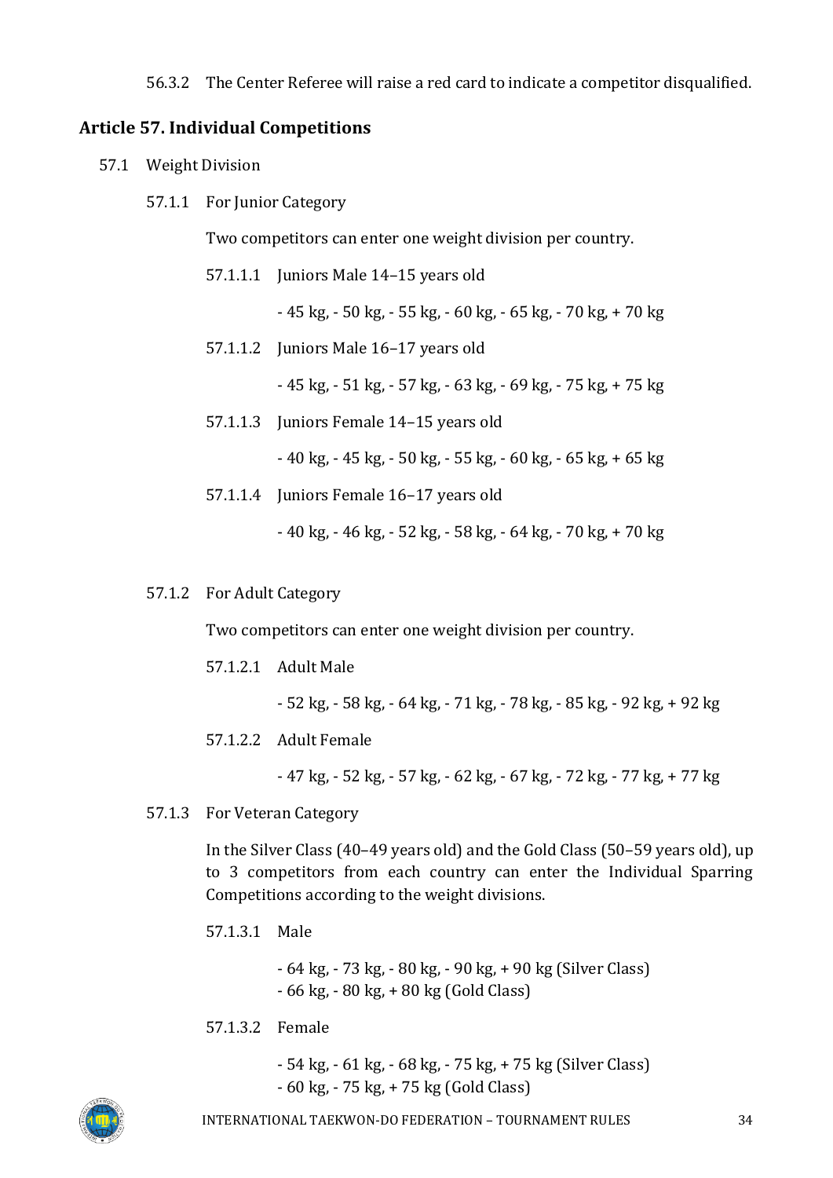56.3.2 The Center Referee will raise a red card to indicate a competitor disqualified.

## Article 57. Individual Competitions

57.1 Weight Division

57.1.1 For Junior Category

Two competitors can enter one weight division per country.

57.1.1.1 Juniors Male 14–15 years old

- 45 kg, - 50 kg, - 55 kg, - 60 kg, - 65 kg, - 70 kg, + 70 kg

57.1.1.2 Juniors Male 16–17 years old

- 45 kg, - 51 kg, - 57 kg, - 63 kg, - 69 kg, - 75 kg, + 75 kg

57.1.1.3 Juniors Female 14–15 years old

- 40 kg, - 45 kg, - 50 kg, - 55 kg, - 60 kg, - 65 kg, + 65 kg

57.1.1.4 Juniors Female 16–17 years old

- 40 kg, - 46 kg, - 52 kg, - 58 kg, - 64 kg, - 70 kg, + 70 kg

57.1.2 For Adult Category

Two competitors can enter one weight division per country.

57.1.2.1 Adult Male

- 52 kg, - 58 kg, - 64 kg, - 71 kg, - 78 kg, - 85 kg, - 92 kg, + 92 kg

57.1.2.2 Adult Female

- 47 kg, - 52 kg, - 57 kg, - 62 kg, - 67 kg, - 72 kg, - 77 kg, + 77 kg

57.1.3 For Veteran Category

In the Silver Class (40–49 years old) and the Gold Class (50–59 years old), up to 3 competitors from each country can enter the Individual Sparring Competitions according to the weight divisions.

57.1.3.1 Male

- 64 kg, - 73 kg, - 80 kg, - 90 kg, + 90 kg (Silver Class)
- 66 kg, - 80 kg, + 80 kg (Gold Class)

57.1.3.2 Female

- 54 kg, - 61 kg, - 68 kg, - 75 kg, + 75 kg (Silver Class)
- 60 kg, - 75 kg, + 75 kg (Gold Class)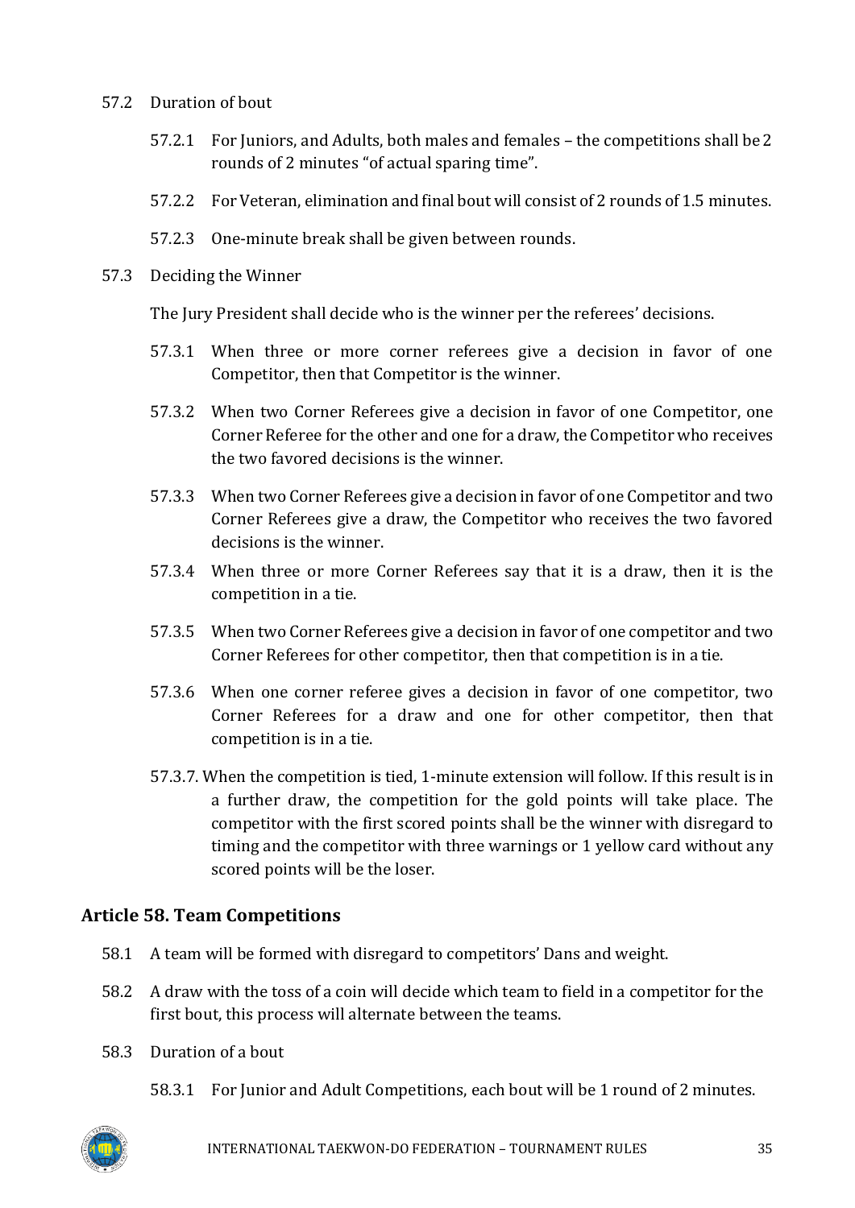57.2 Duration of bout

57.2.1 For Juniors, and Adults, both males and females – the competitions shall be 2 rounds of 2 minutes "of actual sparing time".

57.2.2 For Veteran, elimination and final bout will consist of 2 rounds of 1.5 minutes.

57.2.3 One-minute break shall be given between rounds.

57.3 Deciding the Winner

The Jury President shall decide who is the winner per the referees' decisions.

57.3.1 When three or more corner referees give a decision in favor of one Competitor, then that Competitor is the winner.

57.3.2 When two Corner Referees give a decision in favor of one Competitor, one Corner Referee for the other and one for a draw, the Competitor who receives the two favored decisions is the winner.

57.3.3 When two Corner Referees give a decision in favor of one Competitor and two Corner Referees give a draw, the Competitor who receives the two favored decisions is the winner.

57.3.4 When three or more Corner Referees say that it is a draw, then it is the competition in a tie.

57.3.5 When two Corner Referees give a decision in favor of one competitor and two Corner Referees for other competitor, then that competition is in a tie.

57.3.6 When one corner referee gives a decision in favor of one competitor, two Corner Referees for a draw and one for other competitor, then that competition is in a tie.

57.3.7. When the competition is tied, 1-minute extension will follow. If this result is in a further draw, the competition for the gold points will take place. The competitor with the first scored points shall be the winner with disregard to timing and the competitor with three warnings or 1 yellow card without any scored points will be the loser.

## Article 58. Team Competitions

58.1 A team will be formed with disregard to competitors' Dans and weight.

58.2 A draw with the toss of a coin will decide which team to field in a competitor for the first bout, this process will alternate between the teams.

58.3 Duration of a bout

58.3.1 For Junior and Adult Competitions, each bout will be 1 round of 2 minutes.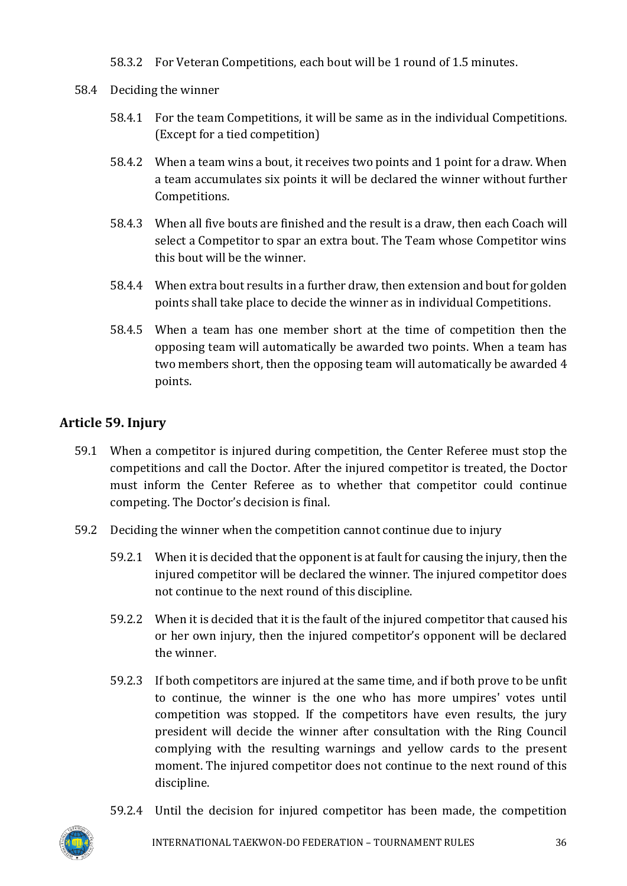58.3.2 For Veteran Competitions, each bout will be 1 round of 1.5 minutes.

58.4 Deciding the winner

58.4.1 For the team Competitions, it will be same as in the individual Competitions. (Except for a tied competition)

58.4.2 When a team wins a bout, it receives two points and 1 point for a draw. When a team accumulates six points it will be declared the winner without further Competitions.

58.4.3 When all five bouts are finished and the result is a draw, then each Coach will select a Competitor to spar an extra bout. The Team whose Competitor wins this bout will be the winner.

58.4.4 When extra bout results in a further draw, then extension and bout for golden points shall take place to decide the winner as in individual Competitions.

58.4.5 When a team has one member short at the time of competition then the opposing team will automatically be awarded two points. When a team has two members short, then the opposing team will automatically be awarded 4 points.

## Article 59. Injury

59.1 When a competitor is injured during competition, the Center Referee must stop the competitions and call the Doctor. After the injured competitor is treated, the Doctor must inform the Center Referee as to whether that competitor could continue competing. The Doctor's decision is final.

59.2 Deciding the winner when the competition cannot continue due to injury

59.2.1 When it is decided that the opponent is at fault for causing the injury, then the injured competitor will be declared the winner. The injured competitor does not continue to the next round of this discipline.

59.2.2 When it is decided that it is the fault of the injured competitor that caused his or her own injury, then the injured competitor's opponent will be declared the winner.

59.2.3 If both competitors are injured at the same time, and if both prove to be unfit to continue, the winner is the one who has more umpires' votes until competition was stopped. If the competitors have even results, the jury president will decide the winner after consultation with the Ring Council complying with the resulting warnings and yellow cards to the present moment. The injured competitor does not continue to the next round of this discipline.

59.2.4 Until the decision for injured competitor has been made, the competition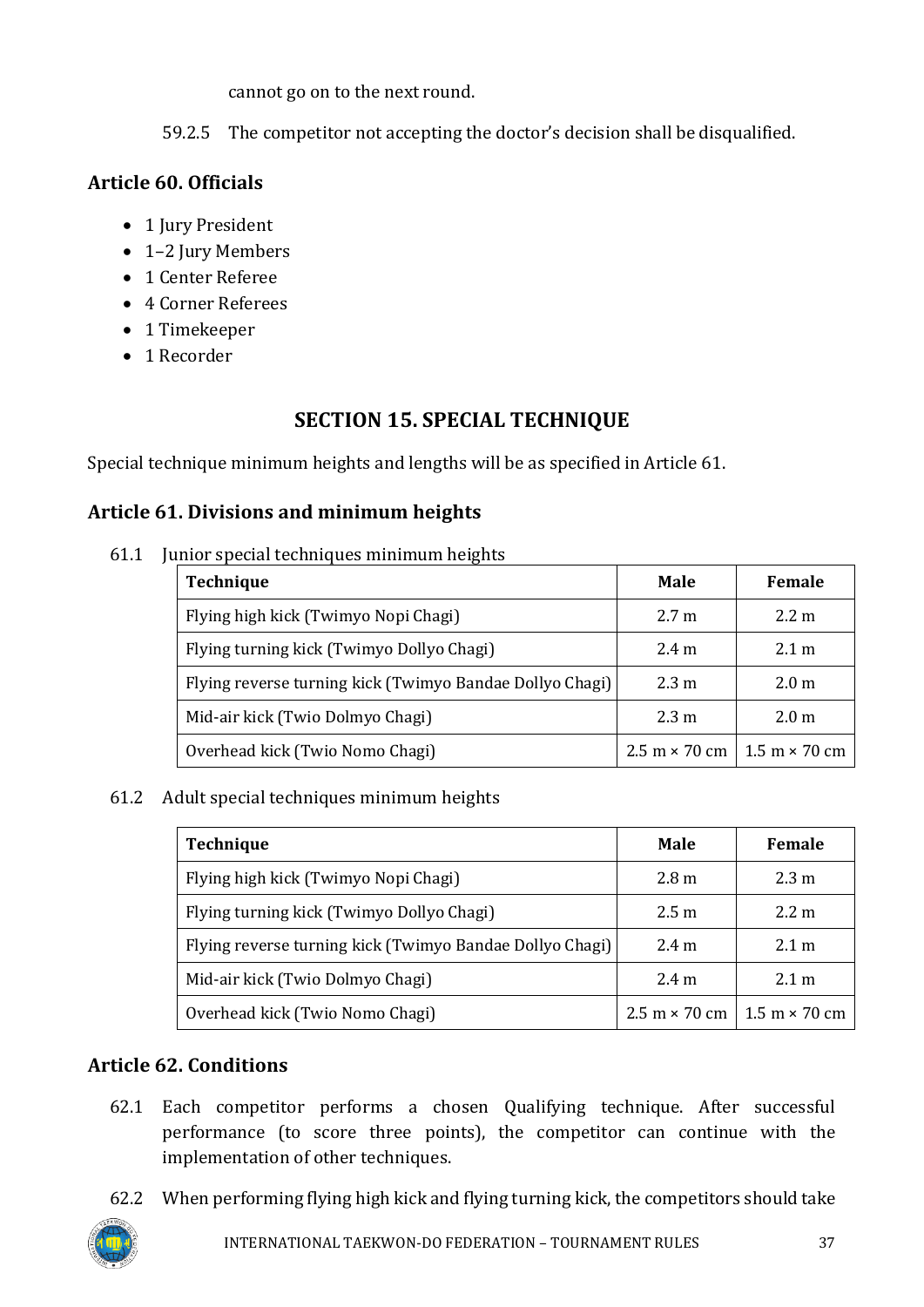cannot go on to the next round.

59.2.5 The competitor not accepting the doctor's decision shall be disqualified.

### Article 60. Officials

- 1 Jury President
- 1–2 Jury Members
- 1 Center Referee
- 4 Corner Referees
- 1 Timekeeper
- 1 Recorder

## SECTION 15. SPECIAL TECHNIQUE

Special technique minimum heights and lengths will be as specified in Article 61.

### Article 61. Divisions and minimum heights

61.1 Junior special techniques minimum heights

| Technique | Male | Female |
|---|---|---|
| Flying high kick (Twimyo Nopi Chagi) | 2.7 m | 2.2 m |
| Flying turning kick (Twimyo Dollyo Chagi) | 2.4 m | 2.1 m |
| Flying reverse turning kick (Twimyo Bandae Dollyo Chagi) | 2.3 m | 2.0 m |
| Mid-air kick (Twio Dolmyo Chagi) | 2.3 m | 2.0 m |
| Overhead kick (Twio Nomo Chagi) | 2.5 m × 70 cm | 1.5 m × 70 cm |

61.2 Adult special techniques minimum heights

| Technique | Male | Female |
|---|---|---|
| Flying high kick (Twimyo Nopi Chagi) | 2.8 m | 2.3 m |
| Flying turning kick (Twimyo Dollyo Chagi) | 2.5 m | 2.2 m |
| Flying reverse turning kick (Twimyo Bandae Dollyo Chagi) | 2.4 m | 2.1 m |
| Mid-air kick (Twio Dolmyo Chagi) | 2.4 m | 2.1 m |
| Overhead kick (Twio Nomo Chagi) | 2.5 m × 70 cm | 1.5 m × 70 cm |

### Article 62. Conditions

62.1 Each competitor performs a chosen Qualifying technique. After successful performance (to score three points), the competitor can continue with the implementation of other techniques.

62.2 When performing flying high kick and flying turning kick, the competitors should take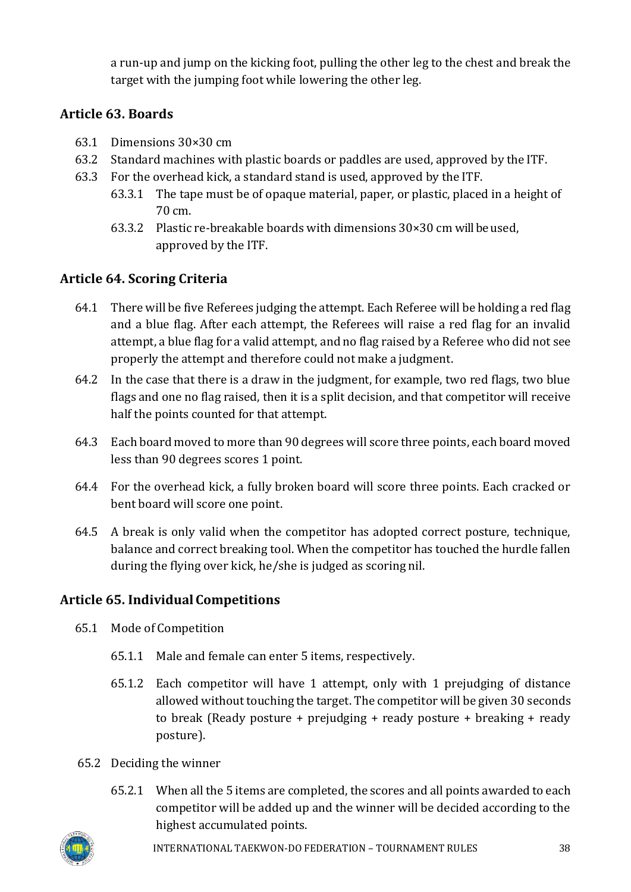a run-up and jump on the kicking foot, pulling the other leg to the chest and break the target with the jumping foot while lowering the other leg.

## Article 63. Boards

63.1 Dimensions 30×30 cm

63.2 Standard machines with plastic boards or paddles are used, approved by the ITF.

63.3 For the overhead kick, a standard stand is used, approved by the ITF.

- 63.3.1 The tape must be of opaque material, paper, or plastic, placed in a height of 70 cm.
- 63.3.2 Plastic re-breakable boards with dimensions 30×30 cm will be used, approved by the ITF.

## Article 64. Scoring Criteria

64.1 There will be five Referees judging the attempt. Each Referee will be holding a red flag and a blue flag. After each attempt, the Referees will raise a red flag for an invalid attempt, a blue flag for a valid attempt, and no flag raised by a Referee who did not see properly the attempt and therefore could not make a judgment.

64.2 In the case that there is a draw in the judgment, for example, two red flags, two blue flags and one no flag raised, then it is a split decision, and that competitor will receive half the points counted for that attempt.

64.3 Each board moved to more than 90 degrees will score three points, each board moved less than 90 degrees scores 1 point.

64.4 For the overhead kick, a fully broken board will score three points. Each cracked or bent board will score one point.

64.5 A break is only valid when the competitor has adopted correct posture, technique, balance and correct breaking tool. When the competitor has touched the hurdle fallen during the flying over kick, he/she is judged as scoring nil.

## Article 65. Individual Competitions

65.1 Mode of Competition

- 65.1.1 Male and female can enter 5 items, respectively.
- 65.1.2 Each competitor will have 1 attempt, only with 1 prejudging of distance allowed without touching the target. The competitor will be given 30 seconds to break (Ready posture + prejudging + ready posture + breaking + ready posture).

65.2 Deciding the winner

- 65.2.1 When all the 5 items are completed, the scores and all points awarded to each competitor will be added up and the winner will be decided according to the highest accumulated points.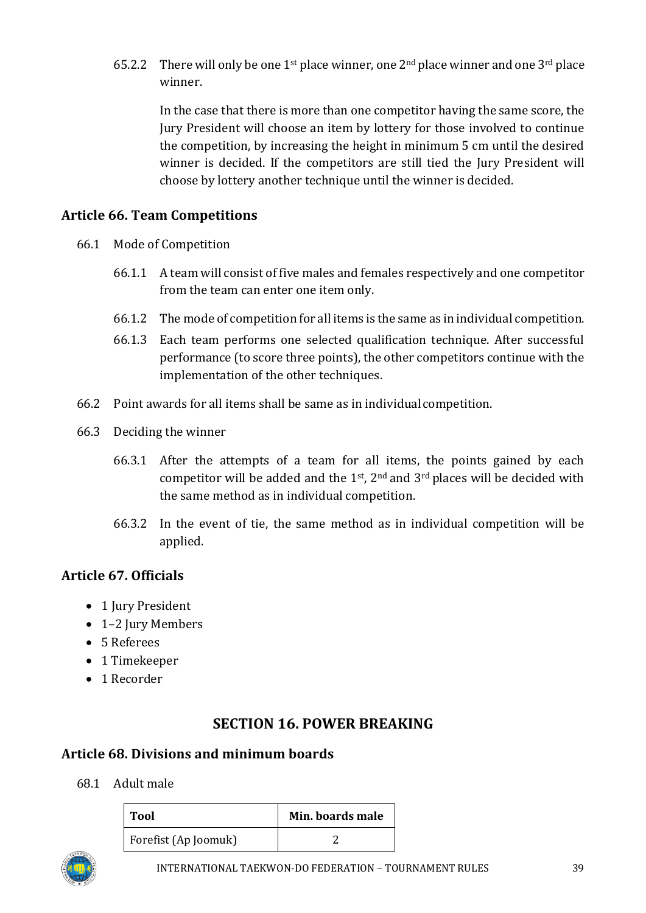65.2.2 There will only be one 1st place winner, one 2nd place winner and one 3rd place winner.

In the case that there is more than one competitor having the same score, the Jury President will choose an item by lottery for those involved to continue the competition, by increasing the height in minimum 5 cm until the desired winner is decided. If the competitors are still tied the Jury President will choose by lottery another technique until the winner is decided.

## Article 66. Team Competitions

66.1 Mode of Competition

66.1.1 A team will consist of five males and females respectively and one competitor from the team can enter one item only.

66.1.2 The mode of competition for all items is the same as in individual competition.

66.1.3 Each team performs one selected qualification technique. After successful performance (to score three points), the other competitors continue with the implementation of the other techniques.

66.2 Point awards for all items shall be same as in individual competition.

66.3 Deciding the winner

66.3.1 After the attempts of a team for all items, the points gained by each competitor will be added and the 1st, 2nd and 3rd places will be decided with the same method as in individual competition.

66.3.2 In the event of tie, the same method as in individual competition will be applied.

## Article 67. Officials

- 1 Jury President
- 1–2 Jury Members
- 5 Referees
- 1 Timekeeper
- 1 Recorder

# SECTION 16. POWER BREAKING

## Article 68. Divisions and minimum boards

68.1 Adult male

| Tool | Min. boards male |
|---|---|
| Forefist (Ap Joomuk) | 2 |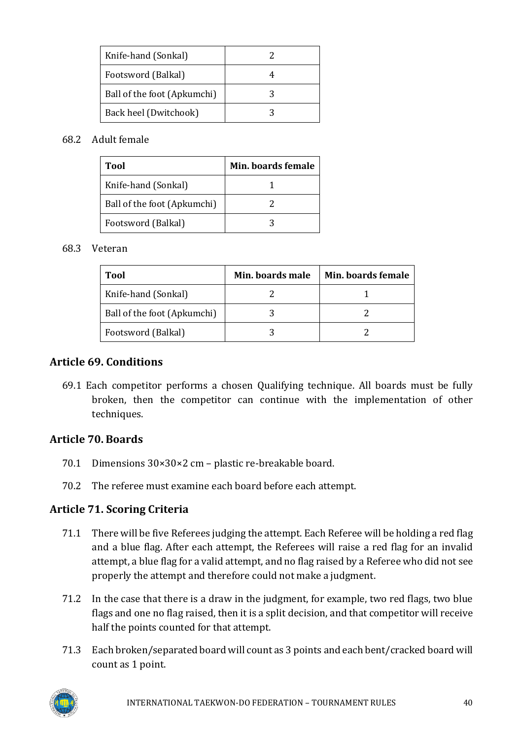| Knife-hand (Sonkal) | 2 |
|---|---|
| Footsword (Balkal) | 4 |
| Ball of the foot (Apkumchi) | 3 |
| Back heel (Dwitchook) | 3 |

68.2 Adult female

| Tool | Min. boards female |
|---|---|
| Knife-hand (Sonkal) | 1 |
| Ball of the foot (Apkumchi) | 2 |
| Footsword (Balkal) | 3 |

68.3 Veteran

| Tool | Min. boards male | Min. boards female |
|---|---|---|
| Knife-hand (Sonkal) | 2 | 1 |
| Ball of the foot (Apkumchi) | 3 | 2 |
| Footsword (Balkal) | 3 | 2 |

## Article 69. Conditions

69.1 Each competitor performs a chosen Qualifying technique. All boards must be fully broken, then the competitor can continue with the implementation of other techniques.

## Article 70. Boards

70.1 Dimensions 30×30×2 cm – plastic re-breakable board.

70.2 The referee must examine each board before each attempt.

## Article 71. Scoring Criteria

71.1 There will be five Referees judging the attempt. Each Referee will be holding a red flag and a blue flag. After each attempt, the Referees will raise a red flag for an invalid attempt, a blue flag for a valid attempt, and no flag raised by a Referee who did not see properly the attempt and therefore could not make a judgment.

71.2 In the case that there is a draw in the judgment, for example, two red flags, two blue flags and one no flag raised, then it is a split decision, and that competitor will receive half the points counted for that attempt.

71.3 Each broken/separated board will count as 3 points and each bent/cracked board will count as 1 point.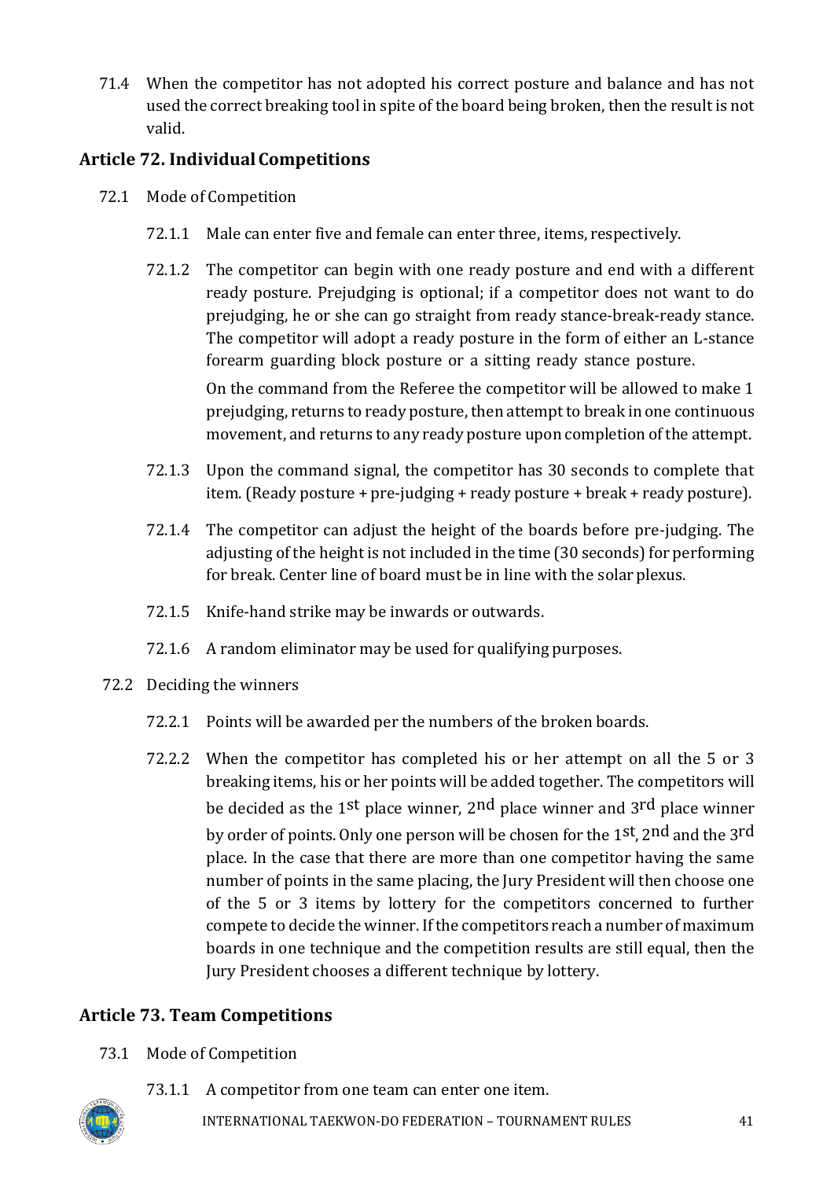71.4 When the competitor has not adopted his correct posture and balance and has not used the correct breaking tool in spite of the board being broken, then the result is not valid.

## Article 72. Individual Competitions

72.1 Mode of Competition

72.1.1 Male can enter five and female can enter three, items, respectively.

72.1.2 The competitor can begin with one ready posture and end with a different ready posture. Prejudging is optional; if a competitor does not want to do prejudging, he or she can go straight from ready stance-break-ready stance. The competitor will adopt a ready posture in the form of either an L-stance forearm guarding block posture or a sitting ready stance posture.

On the command from the Referee the competitor will be allowed to make 1 prejudging, returns to ready posture, then attempt to break in one continuous movement, and returns to any ready posture upon completion of the attempt.

72.1.3 Upon the command signal, the competitor has 30 seconds to complete that item. (Ready posture + pre-judging + ready posture + break + ready posture).

72.1.4 The competitor can adjust the height of the boards before pre-judging. The adjusting of the height is not included in the time (30 seconds) for performing for break. Center line of board must be in line with the solar plexus.

72.1.5 Knife-hand strike may be inwards or outwards.

72.1.6 A random eliminator may be used for qualifying purposes.

72.2 Deciding the winners

72.2.1 Points will be awarded per the numbers of the broken boards.

72.2.2 When the competitor has completed his or her attempt on all the 5 or 3 breaking items, his or her points will be added together. The competitors will be decided as the 1st place winner, 2nd place winner and 3rd place winner by order of points. Only one person will be chosen for the 1st, 2nd and the 3rd place. In the case that there are more than one competitor having the same number of points in the same placing, the Jury President will then choose one of the 5 or 3 items by lottery for the competitors concerned to further compete to decide the winner. If the competitors reach a number of maximum boards in one technique and the competition results are still equal, then the Jury President chooses a different technique by lottery.

## Article 73. Team Competitions

73.1 Mode of Competition

73.1.1 A competitor from one team can enter one item.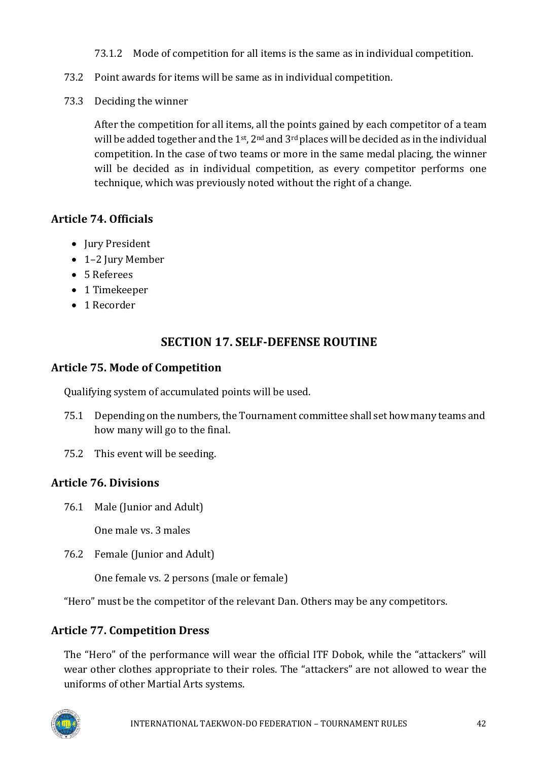73.1.2 Mode of competition for all items is the same as in individual competition.

73.2 Point awards for items will be same as in individual competition.

73.3 Deciding the winner

After the competition for all items, all the points gained by each competitor of a team will be added together and the 1st, 2nd and 3rd places will be decided as in the individual competition. In the case of two teams or more in the same medal placing, the winner will be decided as in individual competition, as every competitor performs one technique, which was previously noted without the right of a change.

### Article 74. Officials

- Jury President
- 1–2 Jury Member
- 5 Referees
- 1 Timekeeper
- 1 Recorder

## SECTION 17. SELF-DEFENSE ROUTINE

### Article 75. Mode of Competition

Qualifying system of accumulated points will be used.

75.1 Depending on the numbers, the Tournament committee shall set how many teams and how many will go to the final.

75.2 This event will be seeding.

### Article 76. Divisions

76.1 Male (Junior and Adult)

One male vs. 3 males

76.2 Female (Junior and Adult)

One female vs. 2 persons (male or female)

"Hero" must be the competitor of the relevant Dan. Others may be any competitors.

### Article 77. Competition Dress

The "Hero" of the performance will wear the official ITF Dobok, while the "attackers" will wear other clothes appropriate to their roles. The "attackers" are not allowed to wear the uniforms of other Martial Arts systems.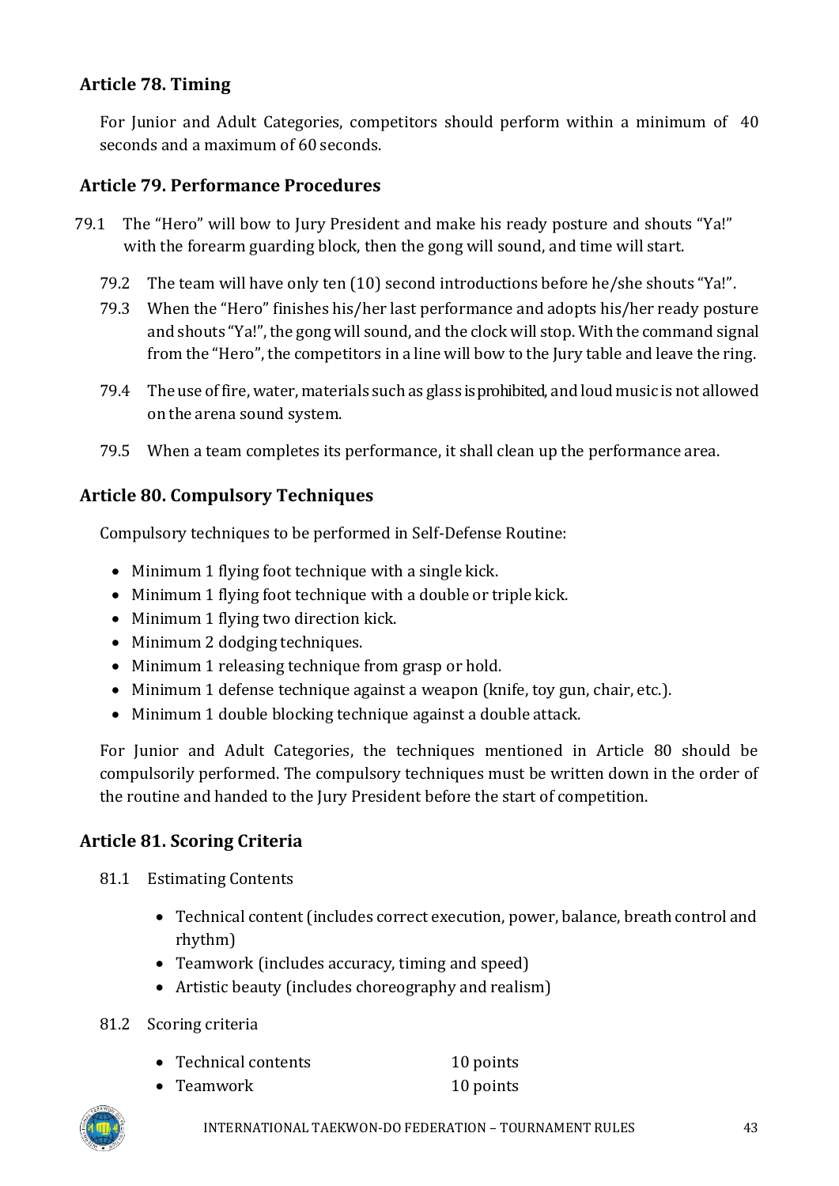## Article 78. Timing

For Junior and Adult Categories, competitors should perform within a minimum of 40 seconds and a maximum of 60 seconds.

## Article 79. Performance Procedures

79.1 The "Hero" will bow to Jury President and make his ready posture and shouts "Ya!" with the forearm guarding block, then the gong will sound, and time will start.

79.2 The team will have only ten (10) second introductions before he/she shouts "Ya!".

79.3 When the "Hero" finishes his/her last performance and adopts his/her ready posture and shouts "Ya!", the gong will sound, and the clock will stop. With the command signal from the "Hero", the competitors in a line will bow to the Jury table and leave the ring.

79.4 The use of fire, water, materials such as glass is prohibited, and loud music is not allowed on the arena sound system.

79.5 When a team completes its performance, it shall clean up the performance area.

## Article 80. Compulsory Techniques

Compulsory techniques to be performed in Self-Defense Routine:

- Minimum 1 flying foot technique with a single kick.
- Minimum 1 flying foot technique with a double or triple kick.
- Minimum 1 flying two direction kick.
- Minimum 2 dodging techniques.
- Minimum 1 releasing technique from grasp or hold.
- Minimum 1 defense technique against a weapon (knife, toy gun, chair, etc.).
- Minimum 1 double blocking technique against a double attack.

For Junior and Adult Categories, the techniques mentioned in Article 80 should be compulsorily performed. The compulsory techniques must be written down in the order of the routine and handed to the Jury President before the start of competition.

## Article 81. Scoring Criteria

81.1 Estimating Contents

- Technical content (includes correct execution, power, balance, breath control and rhythm)
- Teamwork (includes accuracy, timing and speed)
- Artistic beauty (includes choreography and realism)

81.2 Scoring criteria

- Technical contents 10 points
- Teamwork 10 points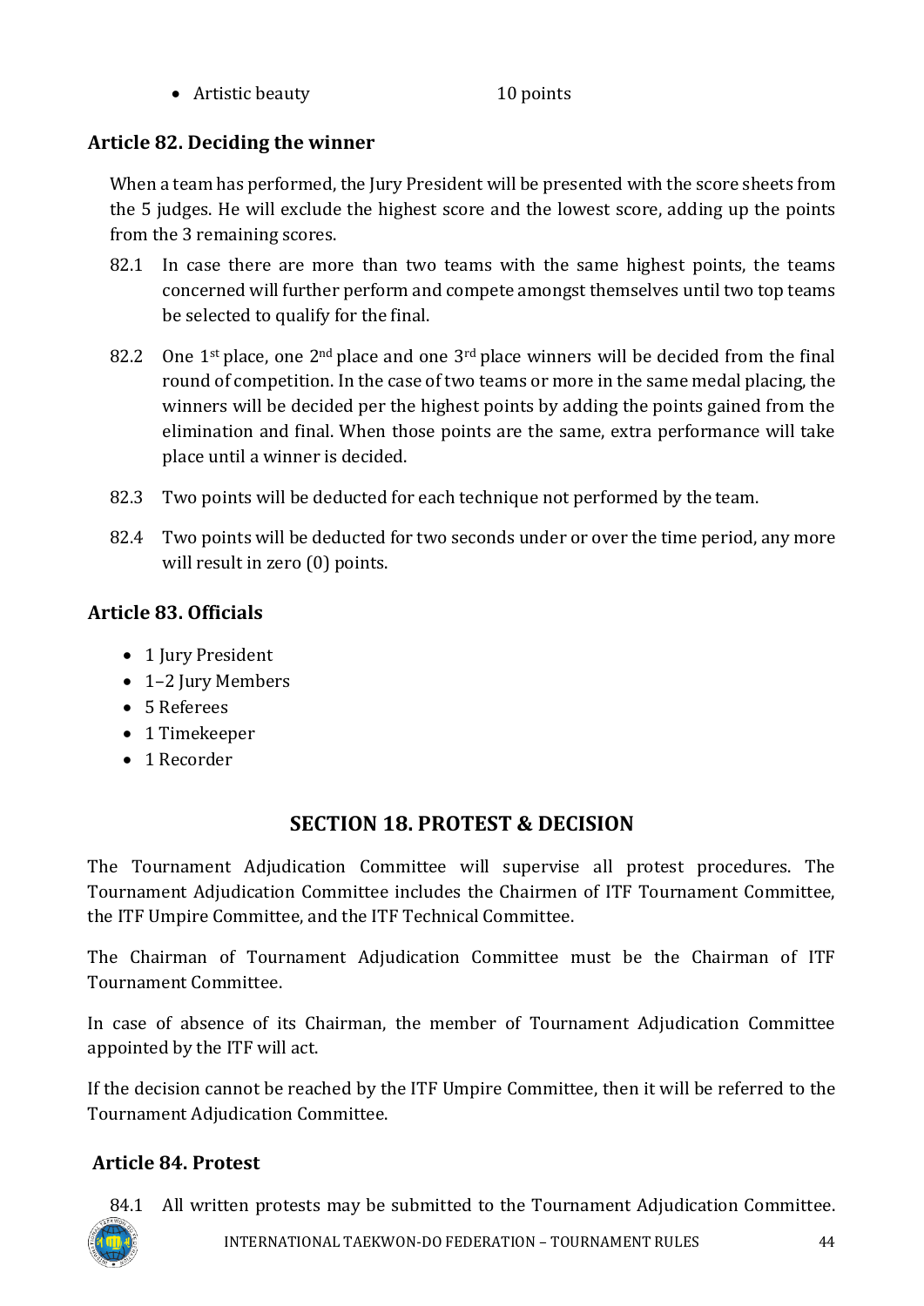- Artistic beauty 10 points

### Article 82. Deciding the winner

When a team has performed, the Jury President will be presented with the score sheets from the 5 judges. He will exclude the highest score and the lowest score, adding up the points from the 3 remaining scores.

82.1 In case there are more than two teams with the same highest points, the teams concerned will further perform and compete amongst themselves until two top teams be selected to qualify for the final.

82.2 One 1st place, one 2nd place and one 3rd place winners will be decided from the final round of competition. In the case of two teams or more in the same medal placing, the winners will be decided per the highest points by adding the points gained from the elimination and final. When those points are the same, extra performance will take place until a winner is decided.

82.3 Two points will be deducted for each technique not performed by the team.

82.4 Two points will be deducted for two seconds under or over the time period, any more will result in zero (0) points.

### Article 83. Officials

- 1 Jury President
- 1–2 Jury Members
- 5 Referees
- 1 Timekeeper
- 1 Recorder

## SECTION 18. PROTEST & DECISION

The Tournament Adjudication Committee will supervise all protest procedures. The Tournament Adjudication Committee includes the Chairmen of ITF Tournament Committee, the ITF Umpire Committee, and the ITF Technical Committee.

The Chairman of Tournament Adjudication Committee must be the Chairman of ITF Tournament Committee.

In case of absence of its Chairman, the member of Tournament Adjudication Committee appointed by the ITF will act.

If the decision cannot be reached by the ITF Umpire Committee, then it will be referred to the Tournament Adjudication Committee.

### Article 84. Protest

84.1 All written protests may be submitted to the Tournament Adjudication Committee.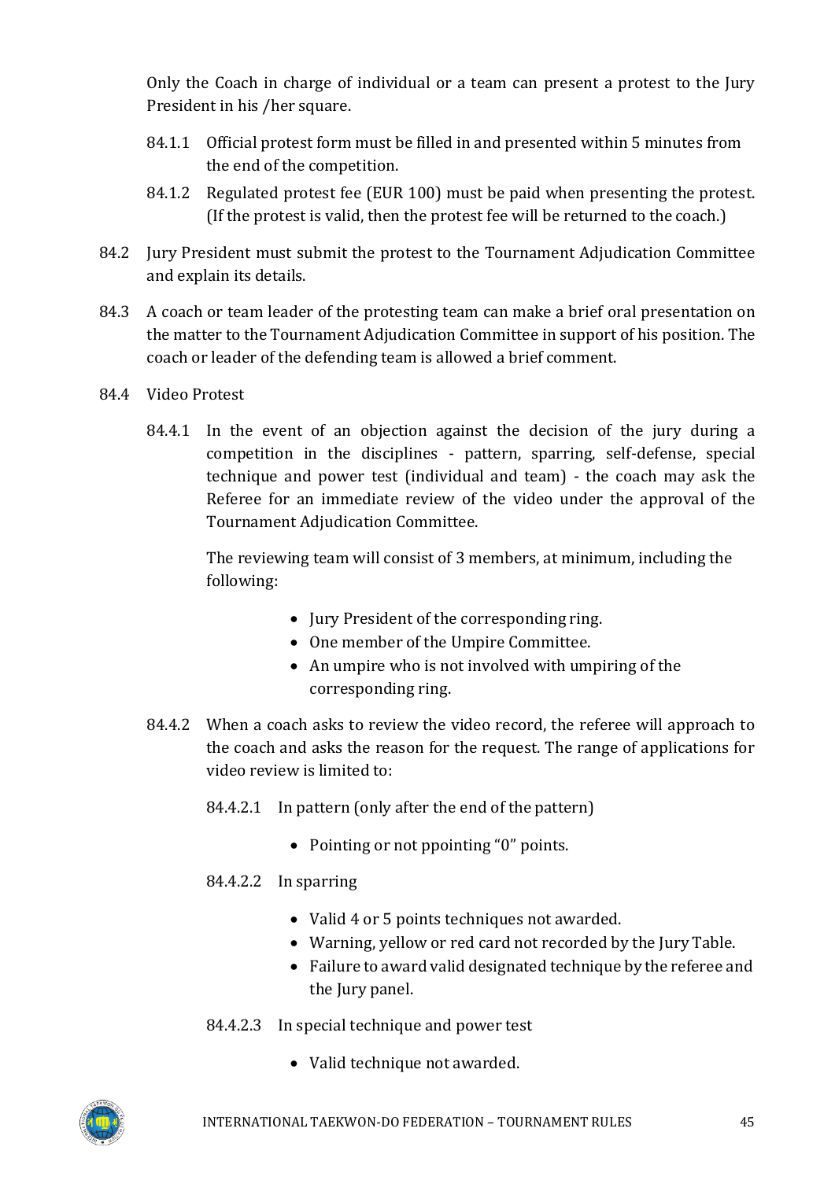Only the Coach in charge of individual or a team can present a protest to the Jury President in his /her square.

84.1.1 Official protest form must be filled in and presented within 5 minutes from the end of the competition.

84.1.2 Regulated protest fee (EUR 100) must be paid when presenting the protest. (If the protest is valid, then the protest fee will be returned to the coach.)

84.2 Jury President must submit the protest to the Tournament Adjudication Committee and explain its details.

84.3 A coach or team leader of the protesting team can make a brief oral presentation on the matter to the Tournament Adjudication Committee in support of his position. The coach or leader of the defending team is allowed a brief comment.

84.4 Video Protest

84.4.1 In the event of an objection against the decision of the jury during a competition in the disciplines - pattern, sparring, self-defense, special technique and power test (individual and team) - the coach may ask the Referee for an immediate review of the video under the approval of the Tournament Adjudication Committee.

The reviewing team will consist of 3 members, at minimum, including the following:

- Jury President of the corresponding ring.
- One member of the Umpire Committee.
- An umpire who is not involved with umpiring of the corresponding ring.

84.4.2 When a coach asks to review the video record, the referee will approach to the coach and asks the reason for the request. The range of applications for video review is limited to:

84.4.2.1 In pattern (only after the end of the pattern)

- Pointing or not ppointing "0" points.

84.4.2.2 In sparring

- Valid 4 or 5 points techniques not awarded.
- Warning, yellow or red card not recorded by the Jury Table.
- Failure to award valid designated technique by the referee and the Jury panel.

84.4.2.3 In special technique and power test

- Valid technique not awarded.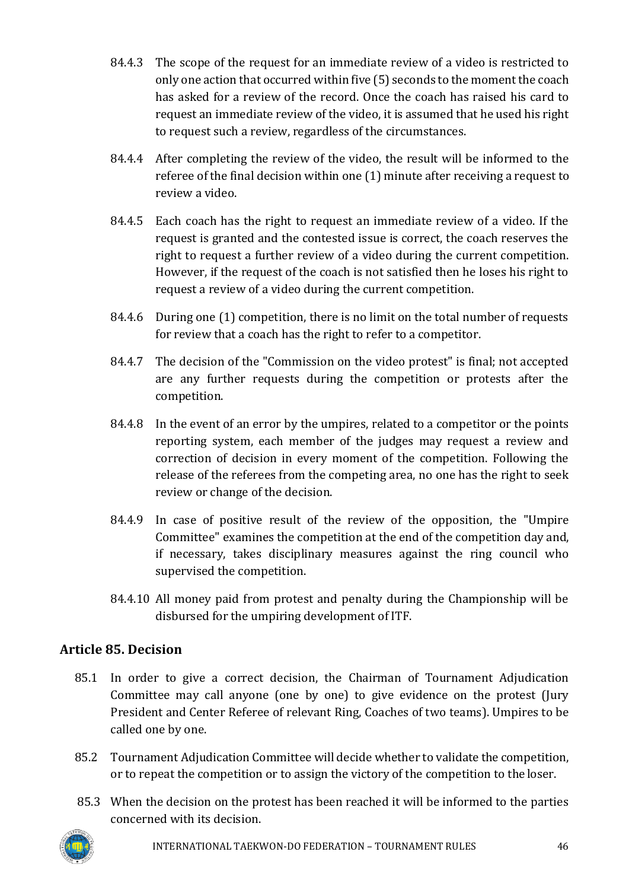84.4.3 The scope of the request for an immediate review of a video is restricted to only one action that occurred within five (5) seconds to the moment the coach has asked for a review of the record. Once the coach has raised his card to request an immediate review of the video, it is assumed that he used his right to request such a review, regardless of the circumstances.

84.4.4 After completing the review of the video, the result will be informed to the referee of the final decision within one (1) minute after receiving a request to review a video.

84.4.5 Each coach has the right to request an immediate review of a video. If the request is granted and the contested issue is correct, the coach reserves the right to request a further review of a video during the current competition. However, if the request of the coach is not satisfied then he loses his right to request a review of a video during the current competition.

84.4.6 During one (1) competition, there is no limit on the total number of requests for review that a coach has the right to refer to a competitor.

84.4.7 The decision of the "Commission on the video protest" is final; not accepted are any further requests during the competition or protests after the competition.

84.4.8 In the event of an error by the umpires, related to a competitor or the points reporting system, each member of the judges may request a review and correction of decision in every moment of the competition. Following the release of the referees from the competing area, no one has the right to seek review or change of the decision.

84.4.9 In case of positive result of the review of the opposition, the "Umpire Committee" examines the competition at the end of the competition day and, if necessary, takes disciplinary measures against the ring council who supervised the competition.

84.4.10 All money paid from protest and penalty during the Championship will be disbursed for the umpiring development of ITF.

## Article 85. Decision

85.1 In order to give a correct decision, the Chairman of Tournament Adjudication Committee may call anyone (one by one) to give evidence on the protest (Jury President and Center Referee of relevant Ring, Coaches of two teams). Umpires to be called one by one.

85.2 Tournament Adjudication Committee will decide whether to validate the competition, or to repeat the competition or to assign the victory of the competition to the loser.

85.3 When the decision on the protest has been reached it will be informed to the parties concerned with its decision.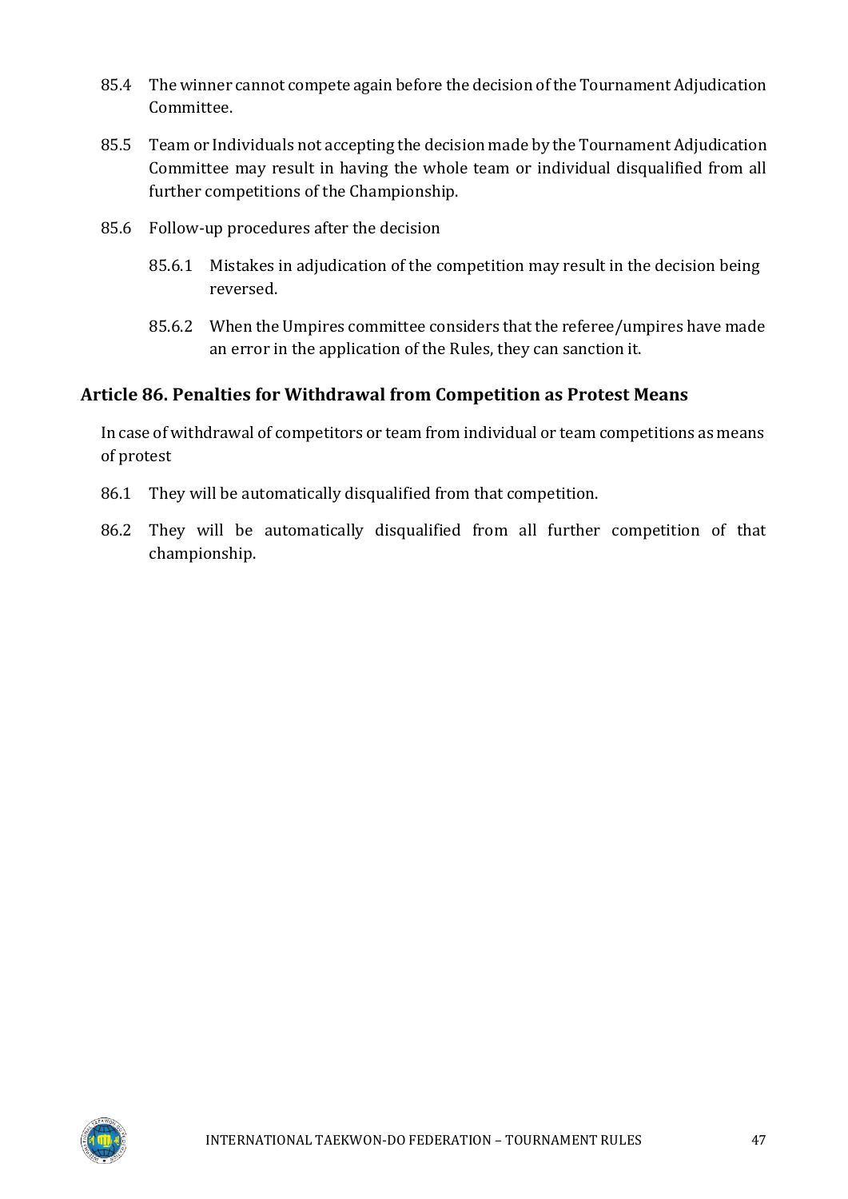85.4 The winner cannot compete again before the decision of the Tournament Adjudication Committee.

85.5 Team or Individuals not accepting the decision made by the Tournament Adjudication Committee may result in having the whole team or individual disqualified from all further competitions of the Championship.

85.6 Follow-up procedures after the decision

85.6.1 Mistakes in adjudication of the competition may result in the decision being reversed.

85.6.2 When the Umpires committee considers that the referee/umpires have made an error in the application of the Rules, they can sanction it.

## Article 86. Penalties for Withdrawal from Competition as Protest Means

In case of withdrawal of competitors or team from individual or team competitions as means of protest

86.1 They will be automatically disqualified from that competition.

86.2 They will be automatically disqualified from all further competition of that championship.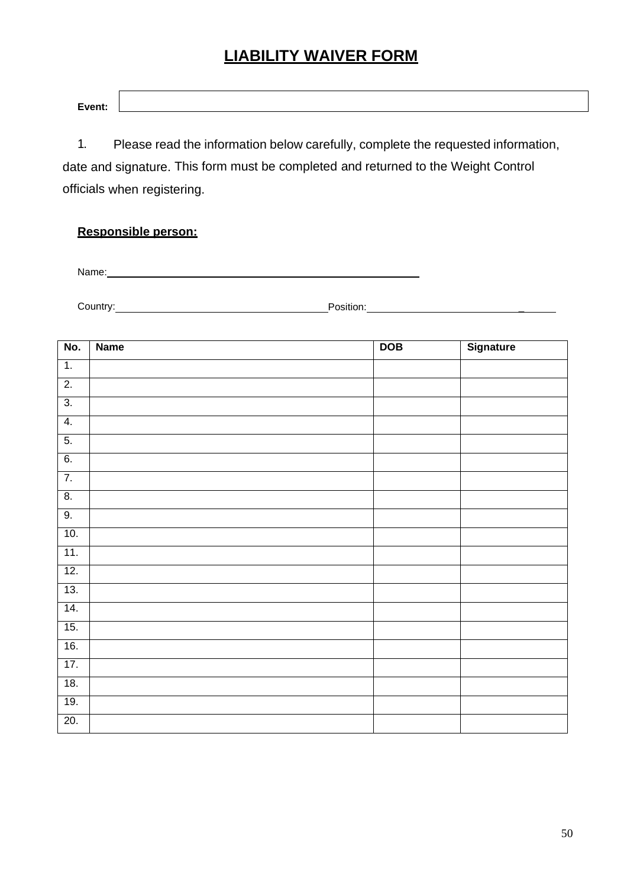# LIABILITY WAIVER FORM

**Event:** 

1. Please read the information below carefully, complete the requested information, date and signature. This form must be completed and returned to the Weight Control officials when registering.

**Responsible person:**

Name: ______________________________

Country: ______________________ Position: ______________________

| No. | Name | DOB | Signature |
|---|---|---|---|
| 1. | | | |
| 2. | | | |
| 3. | | | |
| 4. | | | |
| 5. | | | |
| 6. | | | |
| 7. | | | |
| 8. | | | |
| 9. | | | |
| 10. | | | |
| 11. | | | |
| 12. | | | |
| 13. | | | |
| 14. | | | |
| 15. | | | |
| 16. | | | |
| 17. | | | |
| 18. | | | |
| 19. | | | |
| 20. | | | |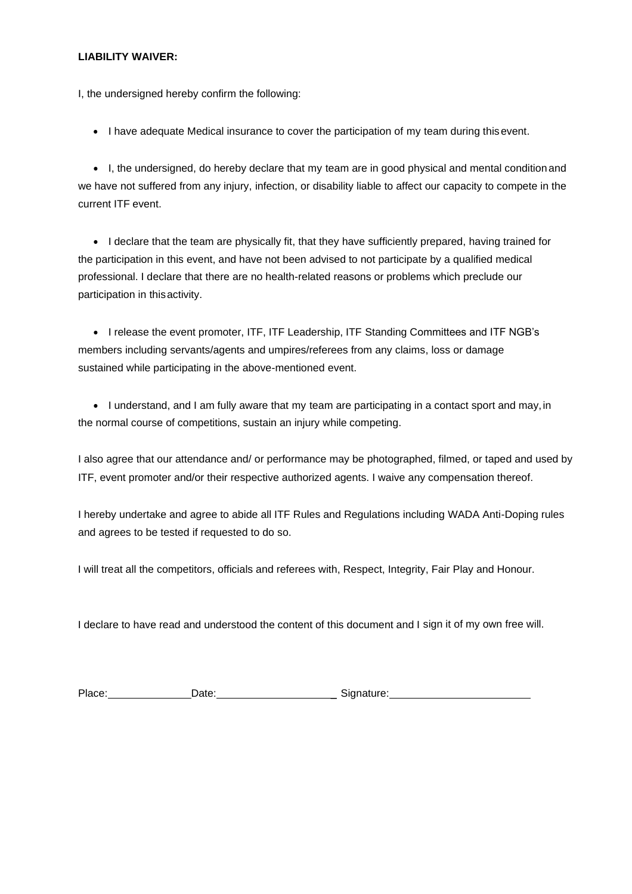**LIABILITY WAIVER:**

I, the undersigned hereby confirm the following:

- I have adequate Medical insurance to cover the participation of my team during this event.

- I, the undersigned, do hereby declare that my team are in good physical and mental condition and we have not suffered from any injury, infection, or disability liable to affect our capacity to compete in the current ITF event.

- I declare that the team are physically fit, that they have sufficiently prepared, having trained for the participation in this event, and have not been advised to not participate by a qualified medical professional. I declare that there are no health-related reasons or problems which preclude our participation in this activity.

- I release the event promoter, ITF, ITF Leadership, ITF Standing Committees and ITF NGB's members including servants/agents and umpires/referees from any claims, loss or damage sustained while participating in the above-mentioned event.

- I understand, and I am fully aware that my team are participating in a contact sport and may, in the normal course of competitions, sustain an injury while competing.

I also agree that our attendance and/ or performance may be photographed, filmed, or taped and used by ITF, event promoter and/or their respective authorized agents. I waive any compensation thereof.

I hereby undertake and agree to abide all ITF Rules and Regulations including WADA Anti-Doping rules and agrees to be tested if requested to do so.

I will treat all the competitors, officials and referees with, Respect, Integrity, Fair Play and Honour.

I declare to have read and understood the content of this document and I sign it of my own free will.

Place:______________ Date:____________________ Signature:________________________